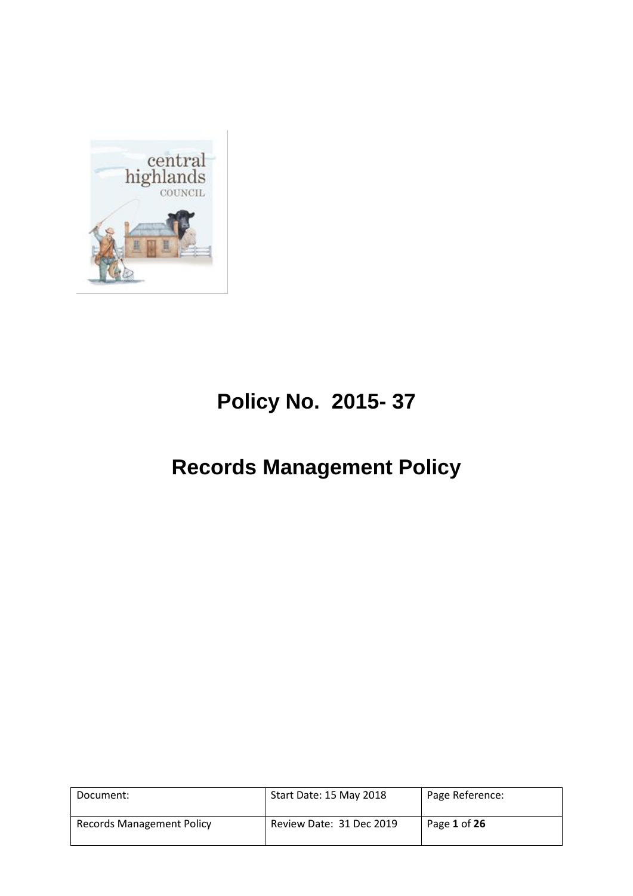# Policy No. 2015- 37

# Records Management Policy

| Document: | Start Date: 15 May 2018 | Page Reference: |
|---|---|---|
| Records Management Policy | Review Date: 31 Dec 2019 | Page **1** of **26** |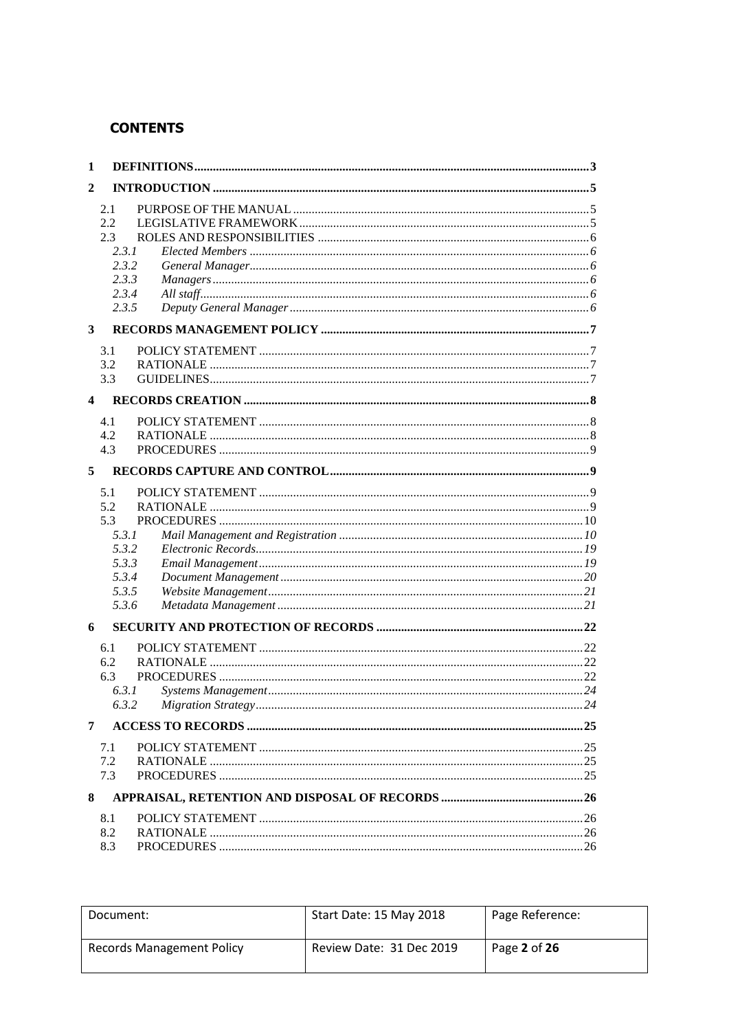## CONTENTS

1 DEFINITIONS .......... 3

2 INTRODUCTION .......... 5

- 2.1 PURPOSE OF THE MANUAL .......... 5
- 2.2 LEGISLATIVE FRAMEWORK .......... 5
- 2.3 ROLES AND RESPONSIBILITIES .......... 6
  - *2.3.1 Elected Members* .......... *6*
  - *2.3.2 General Manager* .......... *6*
  - *2.3.3 Managers* .......... *6*
  - *2.3.4 All staff* .......... *6*
  - *2.3.5 Deputy General Manager* .......... *6*

3 RECORDS MANAGEMENT POLICY .......... 7

- 3.1 POLICY STATEMENT .......... 7
- 3.2 RATIONALE .......... 7
- 3.3 GUIDELINES .......... 7

4 RECORDS CREATION .......... 8

- 4.1 POLICY STATEMENT .......... 8
- 4.2 RATIONALE .......... 8
- 4.3 PROCEDURES .......... 9

5 RECORDS CAPTURE AND CONTROL .......... 9

- 5.1 POLICY STATEMENT .......... 9
- 5.2 RATIONALE .......... 9
- 5.3 PROCEDURES .......... 10
  - *5.3.1 Mail Management and Registration* .......... *10*
  - *5.3.2 Electronic Records* .......... *19*
  - *5.3.3 Email Management* .......... *19*
  - *5.3.4 Document Management* .......... *20*
  - *5.3.5 Website Management* .......... *21*
  - *5.3.6 Metadata Management* .......... *21*

6 SECURITY AND PROTECTION OF RECORDS .......... 22

- 6.1 POLICY STATEMENT .......... 22
- 6.2 RATIONALE .......... 22
- 6.3 PROCEDURES .......... 22
  - *6.3.1 Systems Management* .......... *24*
  - *6.3.2 Migration Strategy* .......... *24*

7 ACCESS TO RECORDS .......... 25

- 7.1 POLICY STATEMENT .......... 25
- 7.2 RATIONALE .......... 25
- 7.3 PROCEDURES .......... 25

8 APPRAISAL, RETENTION AND DISPOSAL OF RECORDS .......... 26

- 8.1 POLICY STATEMENT .......... 26
- 8.2 RATIONALE .......... 26
- 8.3 PROCEDURES .......... 26

| Document: | Start Date: 15 May 2018 | Page Reference: |
|---|---|---|
| Records Management Policy | Review Date: 31 Dec 2019 | Page **2** of **26** |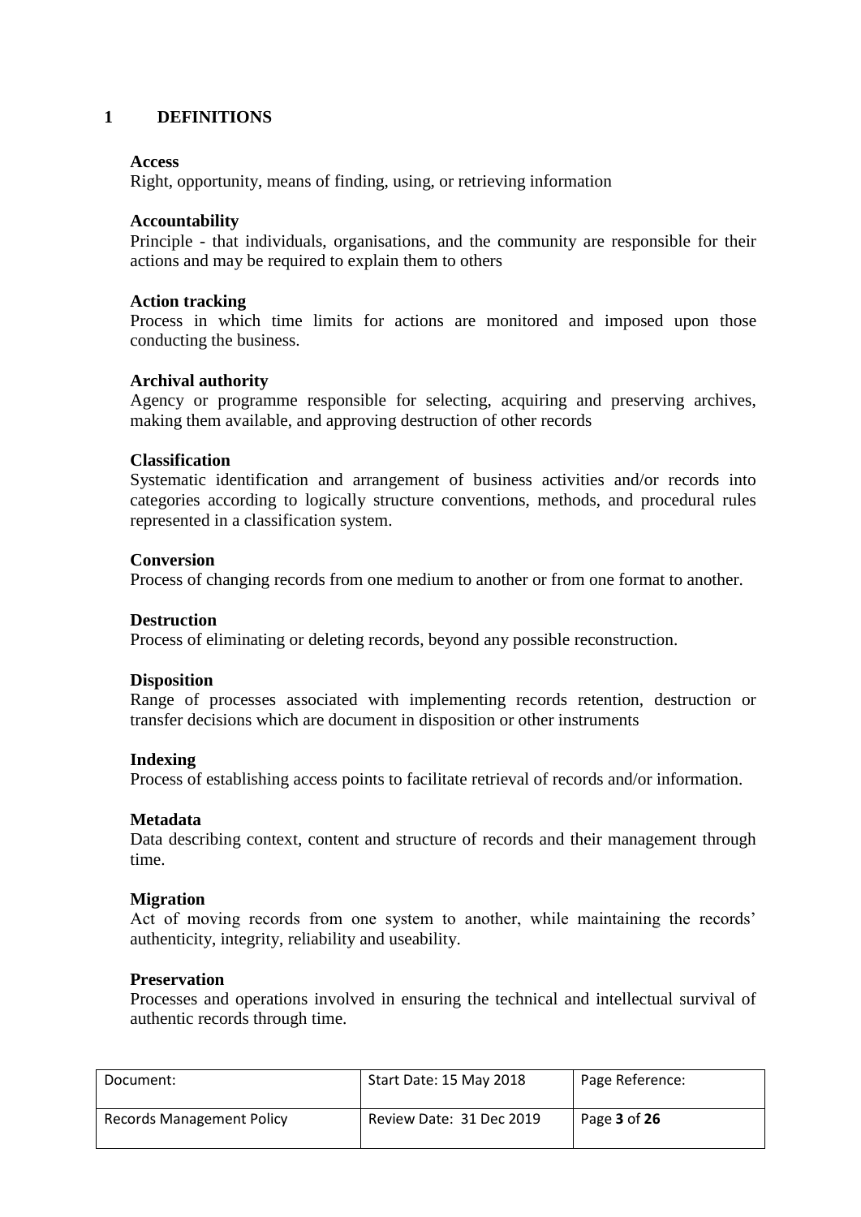## 1 DEFINITIONS

**Access**
Right, opportunity, means of finding, using, or retrieving information

**Accountability**
Principle - that individuals, organisations, and the community are responsible for their actions and may be required to explain them to others

**Action tracking**
Process in which time limits for actions are monitored and imposed upon those conducting the business.

**Archival authority**
Agency or programme responsible for selecting, acquiring and preserving archives, making them available, and approving destruction of other records

**Classification**
Systematic identification and arrangement of business activities and/or records into categories according to logically structure conventions, methods, and procedural rules represented in a classification system.

**Conversion**
Process of changing records from one medium to another or from one format to another.

**Destruction**
Process of eliminating or deleting records, beyond any possible reconstruction.

**Disposition**
Range of processes associated with implementing records retention, destruction or transfer decisions which are document in disposition or other instruments

**Indexing**
Process of establishing access points to facilitate retrieval of records and/or information.

**Metadata**
Data describing context, content and structure of records and their management through time.

**Migration**
Act of moving records from one system to another, while maintaining the records' authenticity, integrity, reliability and useability.

**Preservation**
Processes and operations involved in ensuring the technical and intellectual survival of authentic records through time.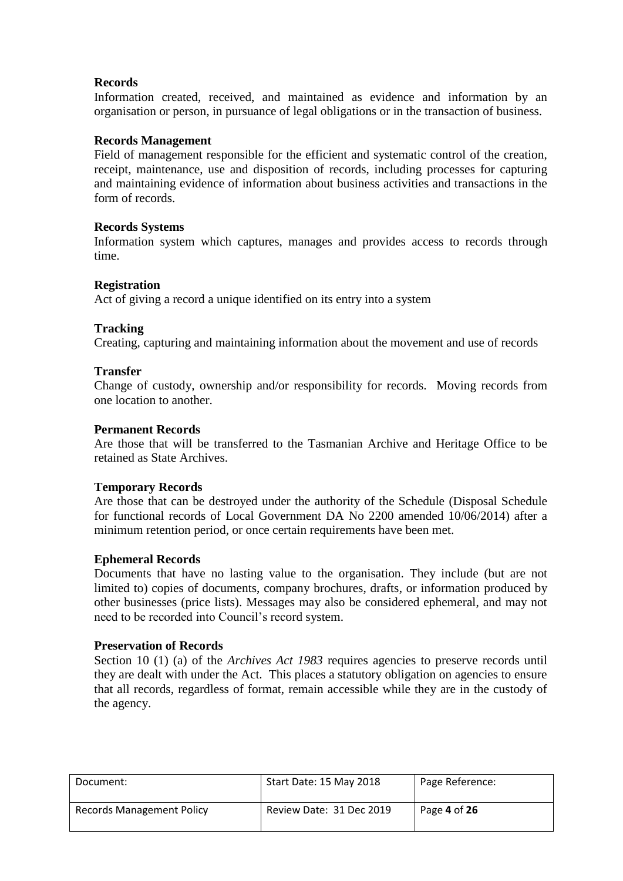**Records**

Information created, received, and maintained as evidence and information by an organisation or person, in pursuance of legal obligations or in the transaction of business.

**Records Management**

Field of management responsible for the efficient and systematic control of the creation, receipt, maintenance, use and disposition of records, including processes for capturing and maintaining evidence of information about business activities and transactions in the form of records.

**Records Systems**

Information system which captures, manages and provides access to records through time.

**Registration**

Act of giving a record a unique identified on its entry into a system

**Tracking**

Creating, capturing and maintaining information about the movement and use of records

**Transfer**

Change of custody, ownership and/or responsibility for records. Moving records from one location to another.

**Permanent Records**

Are those that will be transferred to the Tasmanian Archive and Heritage Office to be retained as State Archives.

**Temporary Records**

Are those that can be destroyed under the authority of the Schedule (Disposal Schedule for functional records of Local Government DA No 2200 amended 10/06/2014) after a minimum retention period, or once certain requirements have been met.

**Ephemeral Records**

Documents that have no lasting value to the organisation. They include (but are not limited to) copies of documents, company brochures, drafts, or information produced by other businesses (price lists). Messages may also be considered ephemeral, and may not need to be recorded into Council's record system.

**Preservation of Records**

Section 10 (1) (a) of the *Archives Act 1983* requires agencies to preserve records until they are dealt with under the Act. This places a statutory obligation on agencies to ensure that all records, regardless of format, remain accessible while they are in the custody of the agency.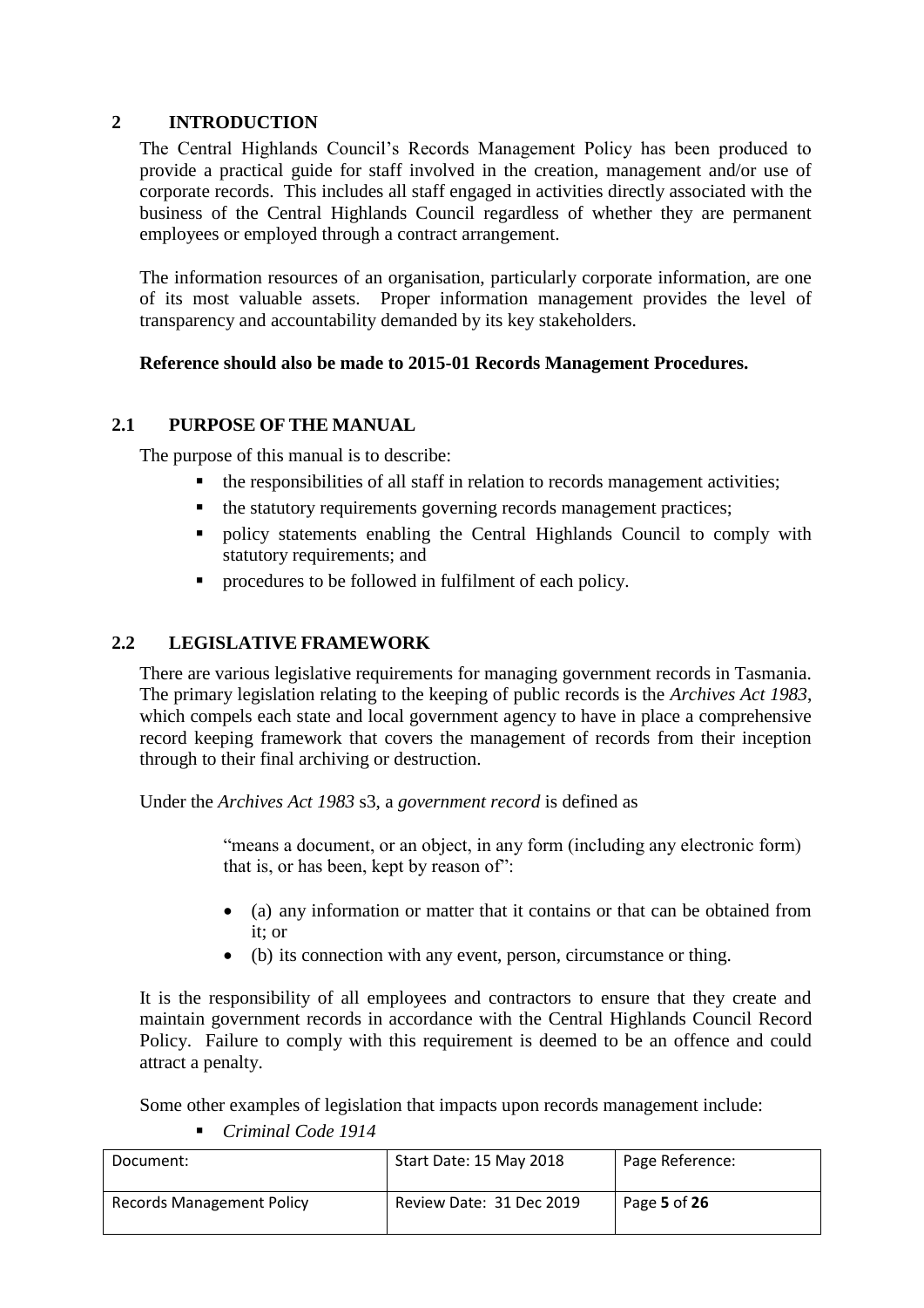## 2 INTRODUCTION

The Central Highlands Council's Records Management Policy has been produced to provide a practical guide for staff involved in the creation, management and/or use of corporate records. This includes all staff engaged in activities directly associated with the business of the Central Highlands Council regardless of whether they are permanent employees or employed through a contract arrangement.

The information resources of an organisation, particularly corporate information, are one of its most valuable assets. Proper information management provides the level of transparency and accountability demanded by its key stakeholders.

**Reference should also be made to 2015-01 Records Management Procedures.**

### 2.1 PURPOSE OF THE MANUAL

The purpose of this manual is to describe:

- the responsibilities of all staff in relation to records management activities;
- the statutory requirements governing records management practices;
- policy statements enabling the Central Highlands Council to comply with statutory requirements; and
- procedures to be followed in fulfilment of each policy.

### 2.2 LEGISLATIVE FRAMEWORK

There are various legislative requirements for managing government records in Tasmania. The primary legislation relating to the keeping of public records is the *Archives Act 1983*, which compels each state and local government agency to have in place a comprehensive record keeping framework that covers the management of records from their inception through to their final archiving or destruction.

Under the *Archives Act 1983* s3, a *government record* is defined as

> "means a document, or an object, in any form (including any electronic form) that is, or has been, kept by reason of":
>
> - (a) any information or matter that it contains or that can be obtained from it; or
> - (b) its connection with any event, person, circumstance or thing.

It is the responsibility of all employees and contractors to ensure that they create and maintain government records in accordance with the Central Highlands Council Record Policy. Failure to comply with this requirement is deemed to be an offence and could attract a penalty.

Some other examples of legislation that impacts upon records management include:

- *Criminal Code 1914*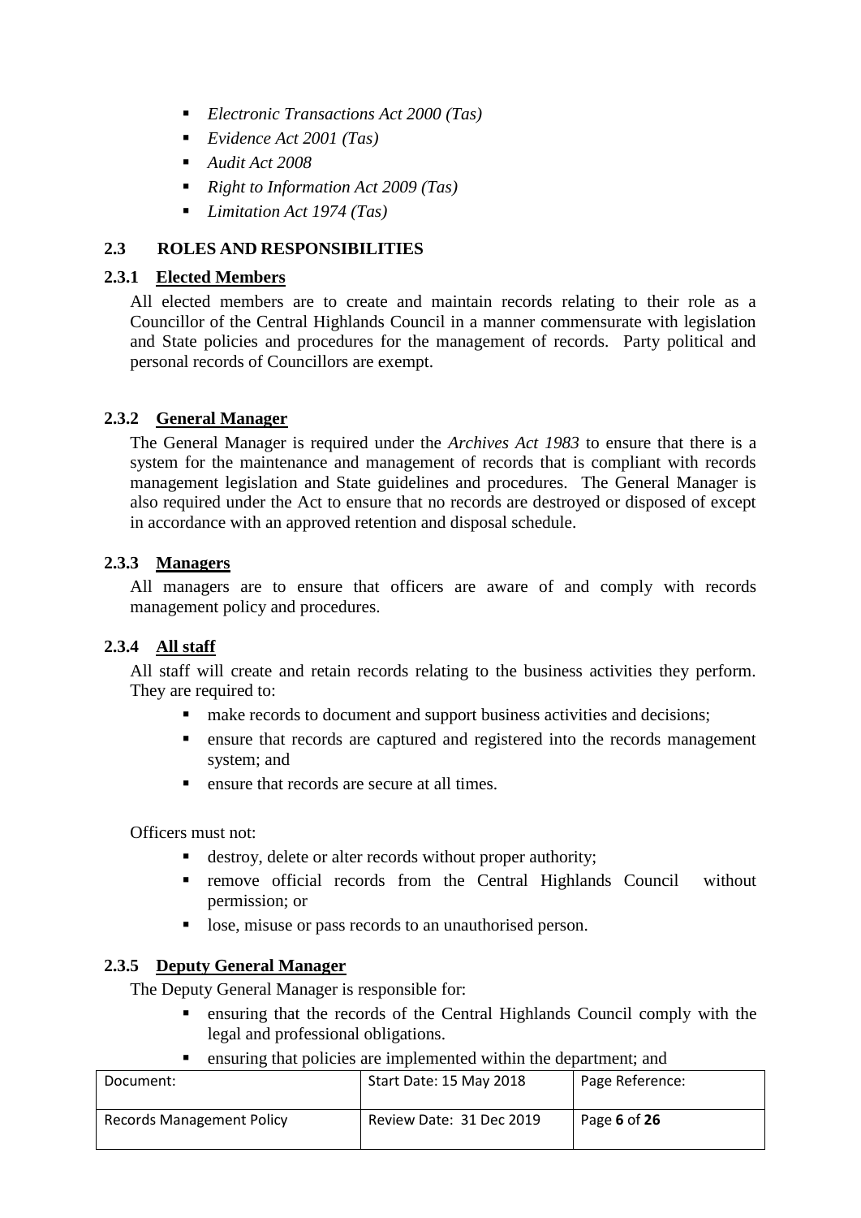- *Electronic Transactions Act 2000 (Tas)*
- *Evidence Act 2001 (Tas)*
- *Audit Act 2008*
- *Right to Information Act 2009 (Tas)*
- *Limitation Act 1974 (Tas)*

## 2.3 ROLES AND RESPONSIBILITIES

### 2.3.1 Elected Members

All elected members are to create and maintain records relating to their role as a Councillor of the Central Highlands Council in a manner commensurate with legislation and State policies and procedures for the management of records. Party political and personal records of Councillors are exempt.

### 2.3.2 General Manager

The General Manager is required under the *Archives Act 1983* to ensure that there is a system for the maintenance and management of records that is compliant with records management legislation and State guidelines and procedures. The General Manager is also required under the Act to ensure that no records are destroyed or disposed of except in accordance with an approved retention and disposal schedule.

### 2.3.3 Managers

All managers are to ensure that officers are aware of and comply with records management policy and procedures.

### 2.3.4 All staff

All staff will create and retain records relating to the business activities they perform. They are required to:

- make records to document and support business activities and decisions;
- ensure that records are captured and registered into the records management system; and
- ensure that records are secure at all times.

Officers must not:

- destroy, delete or alter records without proper authority;
- remove official records from the Central Highlands Council without permission; or
- lose, misuse or pass records to an unauthorised person.

### 2.3.5 Deputy General Manager

The Deputy General Manager is responsible for:

- ensuring that the records of the Central Highlands Council comply with the legal and professional obligations.
- ensuring that policies are implemented within the department; and

| Document: | Start Date: 15 May 2018 | Page Reference: |
| --- | --- | --- |
| Records Management Policy | Review Date: 31 Dec 2019 | Page **6** of **26** |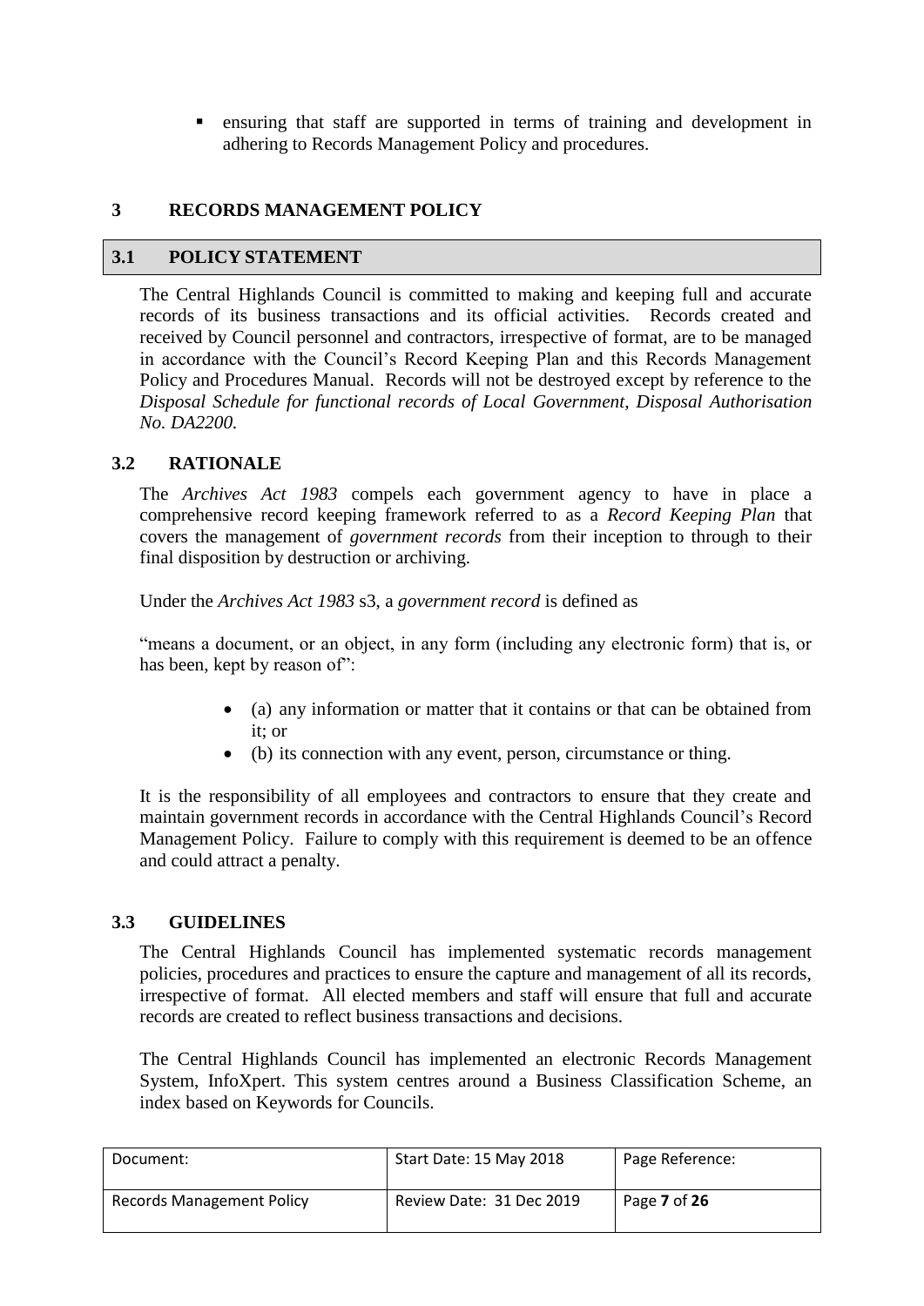- ensuring that staff are supported in terms of training and development in adhering to Records Management Policy and procedures.

# 3 RECORDS MANAGEMENT POLICY

## 3.1 POLICY STATEMENT

The Central Highlands Council is committed to making and keeping full and accurate records of its business transactions and its official activities. Records created and received by Council personnel and contractors, irrespective of format, are to be managed in accordance with the Council's Record Keeping Plan and this Records Management Policy and Procedures Manual. Records will not be destroyed except by reference to the *Disposal Schedule for functional records of Local Government, Disposal Authorisation No. DA2200.*

## 3.2 RATIONALE

The *Archives Act 1983* compels each government agency to have in place a comprehensive record keeping framework referred to as a *Record Keeping Plan* that covers the management of *government records* from their inception to through to their final disposition by destruction or archiving.

Under the *Archives Act 1983* s3, a *government record* is defined as

"means a document, or an object, in any form (including any electronic form) that is, or has been, kept by reason of":

- (a) any information or matter that it contains or that can be obtained from it; or
- (b) its connection with any event, person, circumstance or thing.

It is the responsibility of all employees and contractors to ensure that they create and maintain government records in accordance with the Central Highlands Council's Record Management Policy. Failure to comply with this requirement is deemed to be an offence and could attract a penalty.

## 3.3 GUIDELINES

The Central Highlands Council has implemented systematic records management policies, procedures and practices to ensure the capture and management of all its records, irrespective of format. All elected members and staff will ensure that full and accurate records are created to reflect business transactions and decisions.

The Central Highlands Council has implemented an electronic Records Management System, InfoXpert. This system centres around a Business Classification Scheme, an index based on Keywords for Councils.

| Document: | Start Date: 15 May 2018 | Page Reference: |
| --- | --- | --- |
| Records Management Policy | Review Date: 31 Dec 2019 | Page 7 of 26 |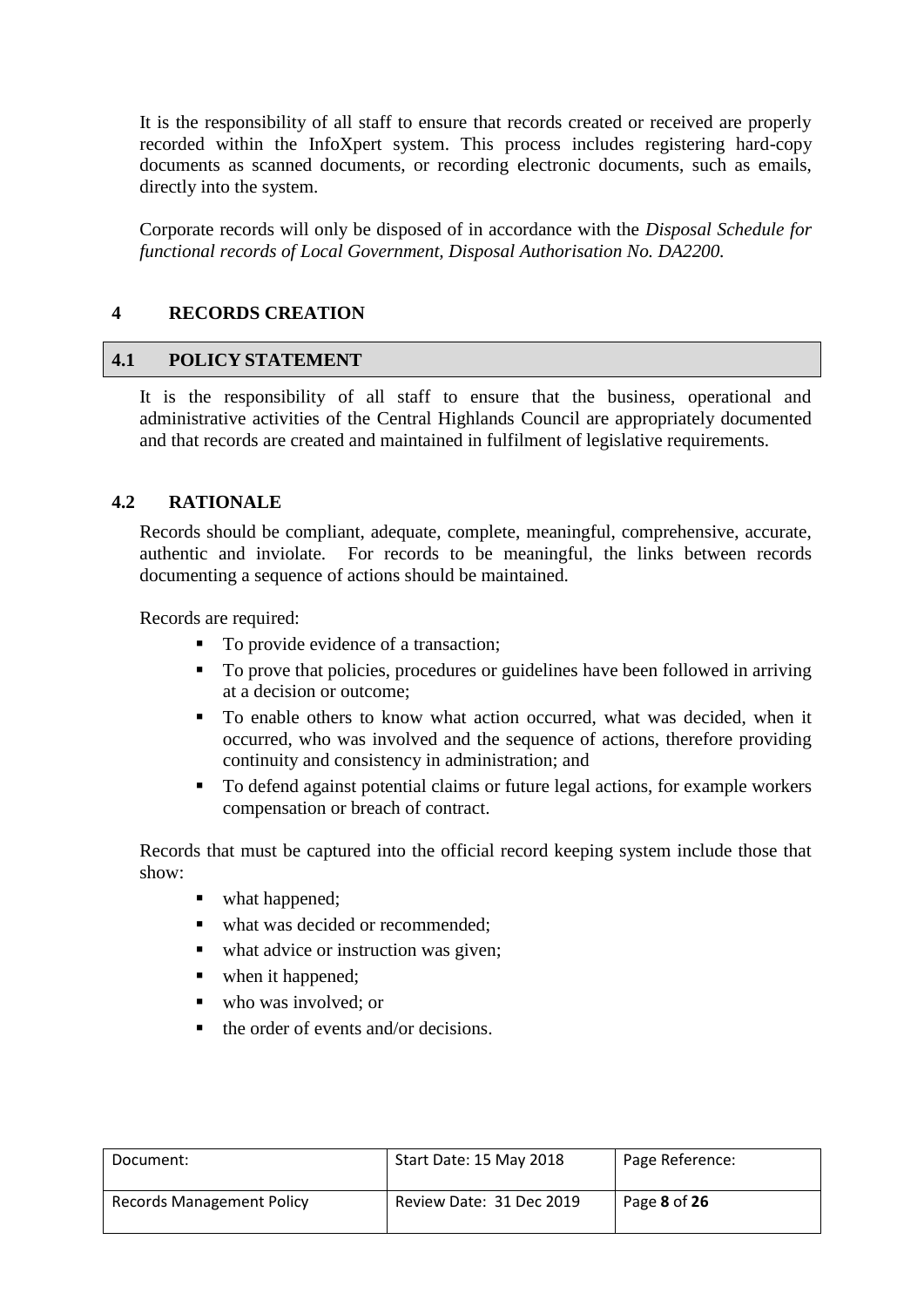It is the responsibility of all staff to ensure that records created or received are properly recorded within the InfoXpert system. This process includes registering hard-copy documents as scanned documents, or recording electronic documents, such as emails, directly into the system.

Corporate records will only be disposed of in accordance with the *Disposal Schedule for functional records of Local Government, Disposal Authorisation No. DA2200.*

## 4 RECORDS CREATION

### 4.1 POLICY STATEMENT

It is the responsibility of all staff to ensure that the business, operational and administrative activities of the Central Highlands Council are appropriately documented and that records are created and maintained in fulfilment of legislative requirements.

### 4.2 RATIONALE

Records should be compliant, adequate, complete, meaningful, comprehensive, accurate, authentic and inviolate. For records to be meaningful, the links between records documenting a sequence of actions should be maintained.

Records are required:

- To provide evidence of a transaction;
- To prove that policies, procedures or guidelines have been followed in arriving at a decision or outcome;
- To enable others to know what action occurred, what was decided, when it occurred, who was involved and the sequence of actions, therefore providing continuity and consistency in administration; and
- To defend against potential claims or future legal actions, for example workers compensation or breach of contract.

Records that must be captured into the official record keeping system include those that show:

- what happened;
- what was decided or recommended;
- what advice or instruction was given;
- when it happened;
- who was involved; or
- the order of events and/or decisions.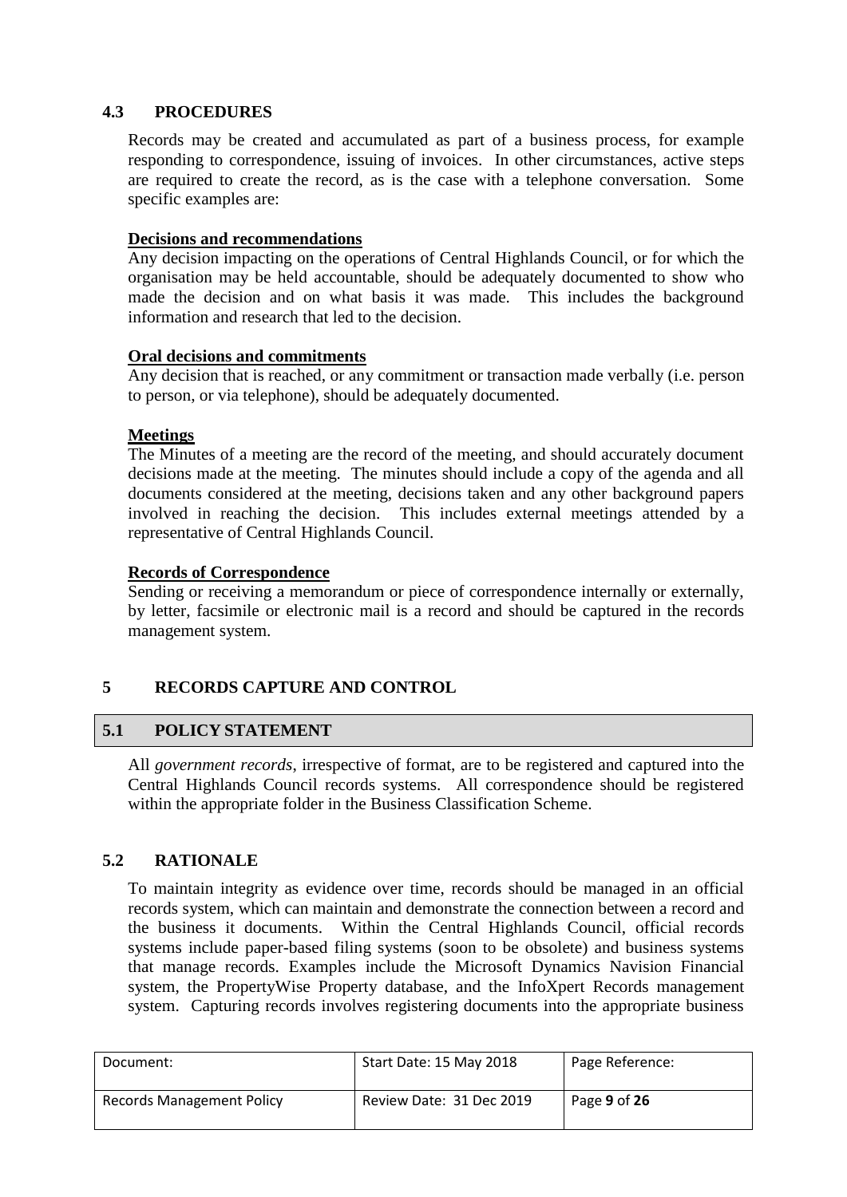## 4.3 PROCEDURES

Records may be created and accumulated as part of a business process, for example responding to correspondence, issuing of invoices. In other circumstances, active steps are required to create the record, as is the case with a telephone conversation. Some specific examples are:

**Decisions and recommendations**

Any decision impacting on the operations of Central Highlands Council, or for which the organisation may be held accountable, should be adequately documented to show who made the decision and on what basis it was made. This includes the background information and research that led to the decision.

**Oral decisions and commitments**

Any decision that is reached, or any commitment or transaction made verbally (i.e. person to person, or via telephone), should be adequately documented.

**Meetings**

The Minutes of a meeting are the record of the meeting, and should accurately document decisions made at the meeting. The minutes should include a copy of the agenda and all documents considered at the meeting, decisions taken and any other background papers involved in reaching the decision. This includes external meetings attended by a representative of Central Highlands Council.

**Records of Correspondence**

Sending or receiving a memorandum or piece of correspondence internally or externally, by letter, facsimile or electronic mail is a record and should be captured in the records management system.

# 5 RECORDS CAPTURE AND CONTROL

## 5.1 POLICY STATEMENT

All *government records*, irrespective of format, are to be registered and captured into the Central Highlands Council records systems. All correspondence should be registered within the appropriate folder in the Business Classification Scheme.

## 5.2 RATIONALE

To maintain integrity as evidence over time, records should be managed in an official records system, which can maintain and demonstrate the connection between a record and the business it documents. Within the Central Highlands Council, official records systems include paper-based filing systems (soon to be obsolete) and business systems that manage records. Examples include the Microsoft Dynamics Navision Financial system, the PropertyWise Property database, and the InfoXpert Records management system. Capturing records involves registering documents into the appropriate business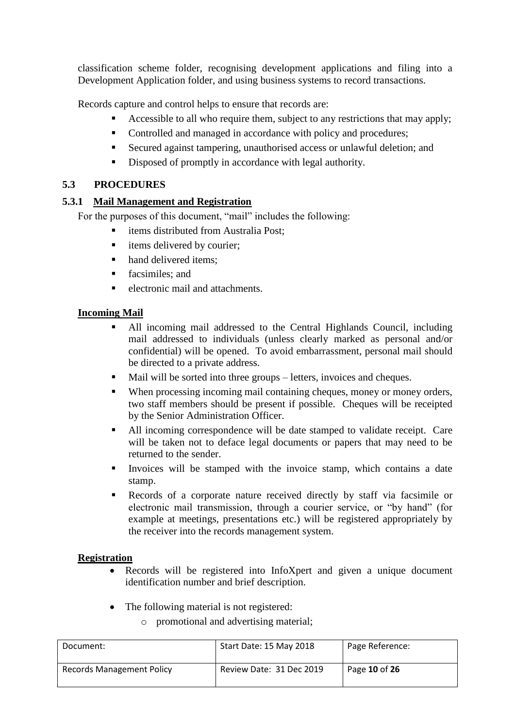classification scheme folder, recognising development applications and filing into a Development Application folder, and using business systems to record transactions.

Records capture and control helps to ensure that records are:

- Accessible to all who require them, subject to any restrictions that may apply;
- Controlled and managed in accordance with policy and procedures;
- Secured against tampering, unauthorised access or unlawful deletion; and
- Disposed of promptly in accordance with legal authority.

## 5.3 PROCEDURES

### 5.3.1 Mail Management and Registration

For the purposes of this document, "mail" includes the following:

- items distributed from Australia Post;
- items delivered by courier;
- hand delivered items;
- facsimiles; and
- electronic mail and attachments.

**Incoming Mail**

- All incoming mail addressed to the Central Highlands Council, including mail addressed to individuals (unless clearly marked as personal and/or confidential) will be opened. To avoid embarrassment, personal mail should be directed to a private address.
- Mail will be sorted into three groups – letters, invoices and cheques.
- When processing incoming mail containing cheques, money or money orders, two staff members should be present if possible. Cheques will be receipted by the Senior Administration Officer.
- All incoming correspondence will be date stamped to validate receipt. Care will be taken not to deface legal documents or papers that may need to be returned to the sender.
- Invoices will be stamped with the invoice stamp, which contains a date stamp.
- Records of a corporate nature received directly by staff via facsimile or electronic mail transmission, through a courier service, or "by hand" (for example at meetings, presentations etc.) will be registered appropriately by the receiver into the records management system.

**Registration**

- Records will be registered into InfoXpert and given a unique document identification number and brief description.
- The following material is not registered:
  - promotional and advertising material;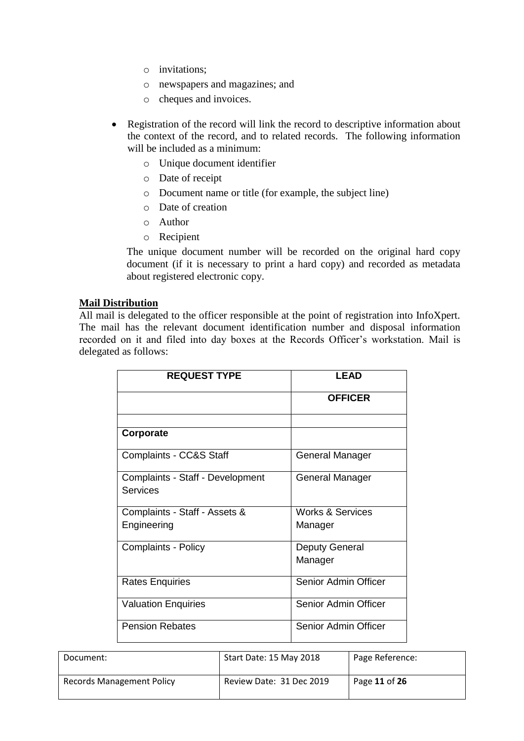- invitations;
    - newspapers and magazines; and
    - cheques and invoices.

- Registration of the record will link the record to descriptive information about the context of the record, and to related records. The following information will be included as a minimum:
    - Unique document identifier
    - Date of receipt
    - Document name or title (for example, the subject line)
    - Date of creation
    - Author
    - Recipient

  The unique document number will be recorded on the original hard copy document (if it is necessary to print a hard copy) and recorded as metadata about registered electronic copy.

**Mail Distribution**

All mail is delegated to the officer responsible at the point of registration into InfoXpert. The mail has the relevant document identification number and disposal information recorded on it and filed into day boxes at the Records Officer's workstation. Mail is delegated as follows:

| REQUEST TYPE | LEAD OFFICER |
|---|---|
| | |
| **Corporate** | |
| Complaints - CC&S Staff | General Manager |
| Complaints - Staff - Development Services | General Manager |
| Complaints - Staff - Assets & Engineering | Works & Services Manager |
| Complaints - Policy | Deputy General Manager |
| Rates Enquiries | Senior Admin Officer |
| Valuation Enquiries | Senior Admin Officer |
| Pension Rebates | Senior Admin Officer |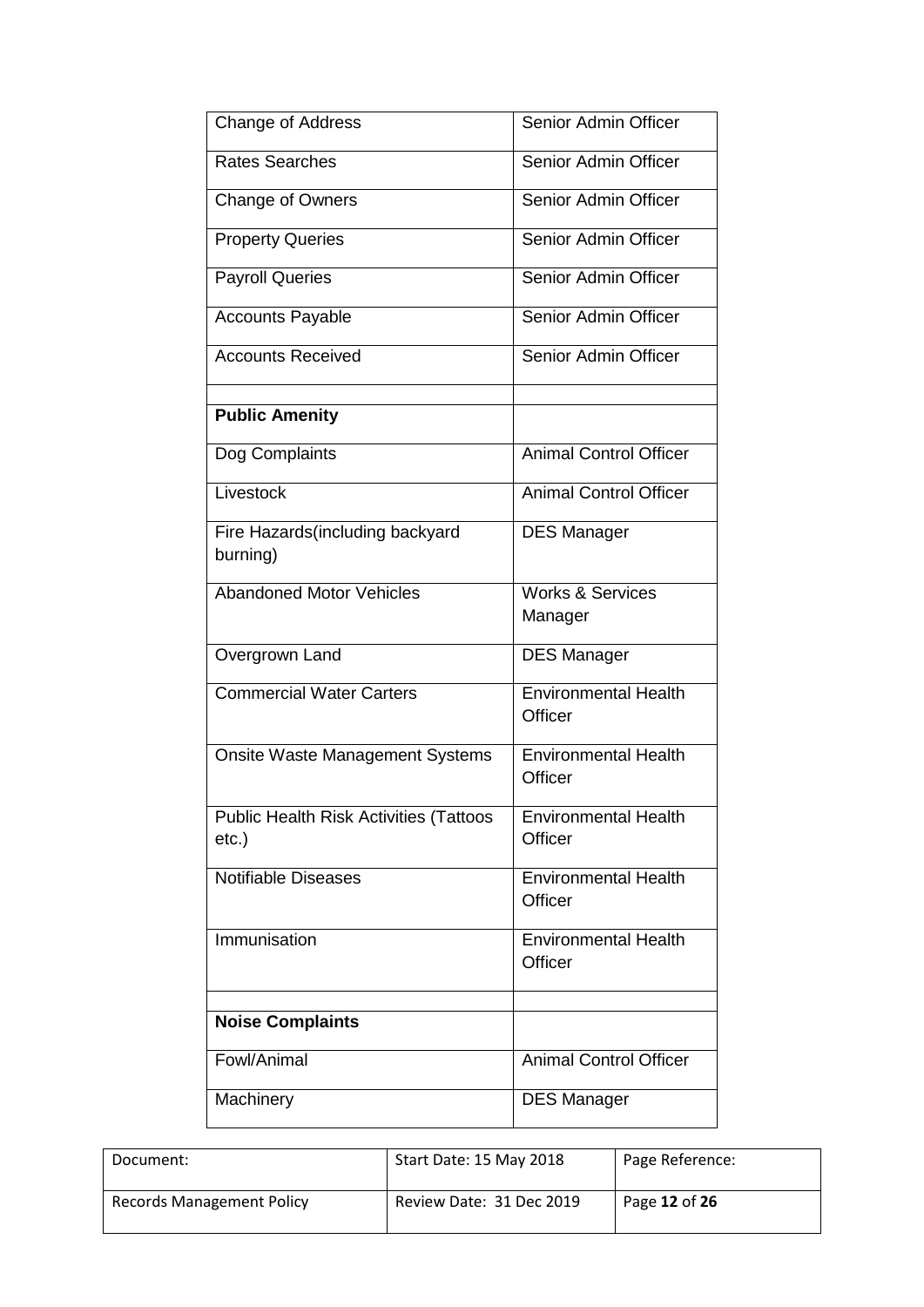| Change of Address | Senior Admin Officer |
|---|---|
| Rates Searches | Senior Admin Officer |
| Change of Owners | Senior Admin Officer |
| Property Queries | Senior Admin Officer |
| Payroll Queries | Senior Admin Officer |
| Accounts Payable | Senior Admin Officer |
| Accounts Received | Senior Admin Officer |
| | |
| **Public Amenity** | |
| Dog Complaints | Animal Control Officer |
| Livestock | Animal Control Officer |
| Fire Hazards(including backyard burning) | DES Manager |
| Abandoned Motor Vehicles | Works & Services Manager |
| Overgrown Land | DES Manager |
| Commercial Water Carters | Environmental Health Officer |
| Onsite Waste Management Systems | Environmental Health Officer |
| Public Health Risk Activities (Tattoos etc.) | Environmental Health Officer |
| Notifiable Diseases | Environmental Health Officer |
| Immunisation | Environmental Health Officer |
| | |
| **Noise Complaints** | |
| Fowl/Animal | Animal Control Officer |
| Machinery | DES Manager |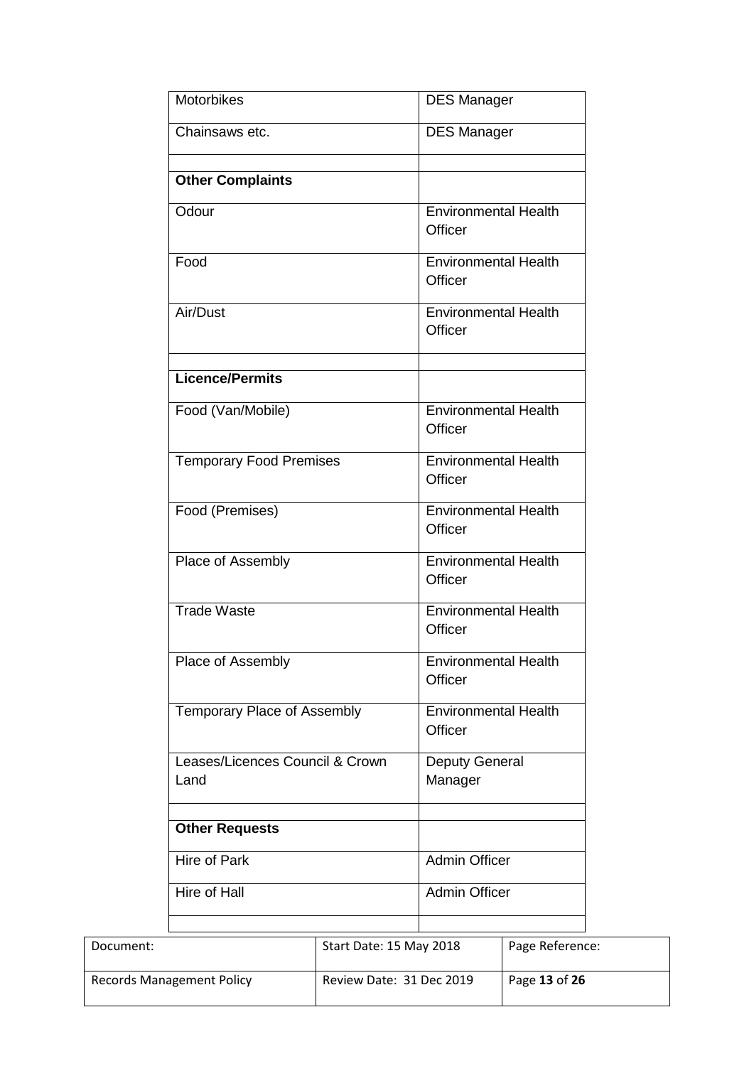| | |
|---|---|
| Motorbikes | DES Manager |
| Chainsaws etc. | DES Manager |
| | |
| **Other Complaints** | |
| Odour | Environmental Health Officer |
| Food | Environmental Health Officer |
| Air/Dust | Environmental Health Officer |
| | |
| **Licence/Permits** | |
| Food (Van/Mobile) | Environmental Health Officer |
| Temporary Food Premises | Environmental Health Officer |
| Food (Premises) | Environmental Health Officer |
| Place of Assembly | Environmental Health Officer |
| Trade Waste | Environmental Health Officer |
| Place of Assembly | Environmental Health Officer |
| Temporary Place of Assembly | Environmental Health Officer |
| Leases/Licences Council & Crown Land | Deputy General Manager |
| | |
| **Other Requests** | |
| Hire of Park | Admin Officer |
| Hire of Hall | Admin Officer |
| | |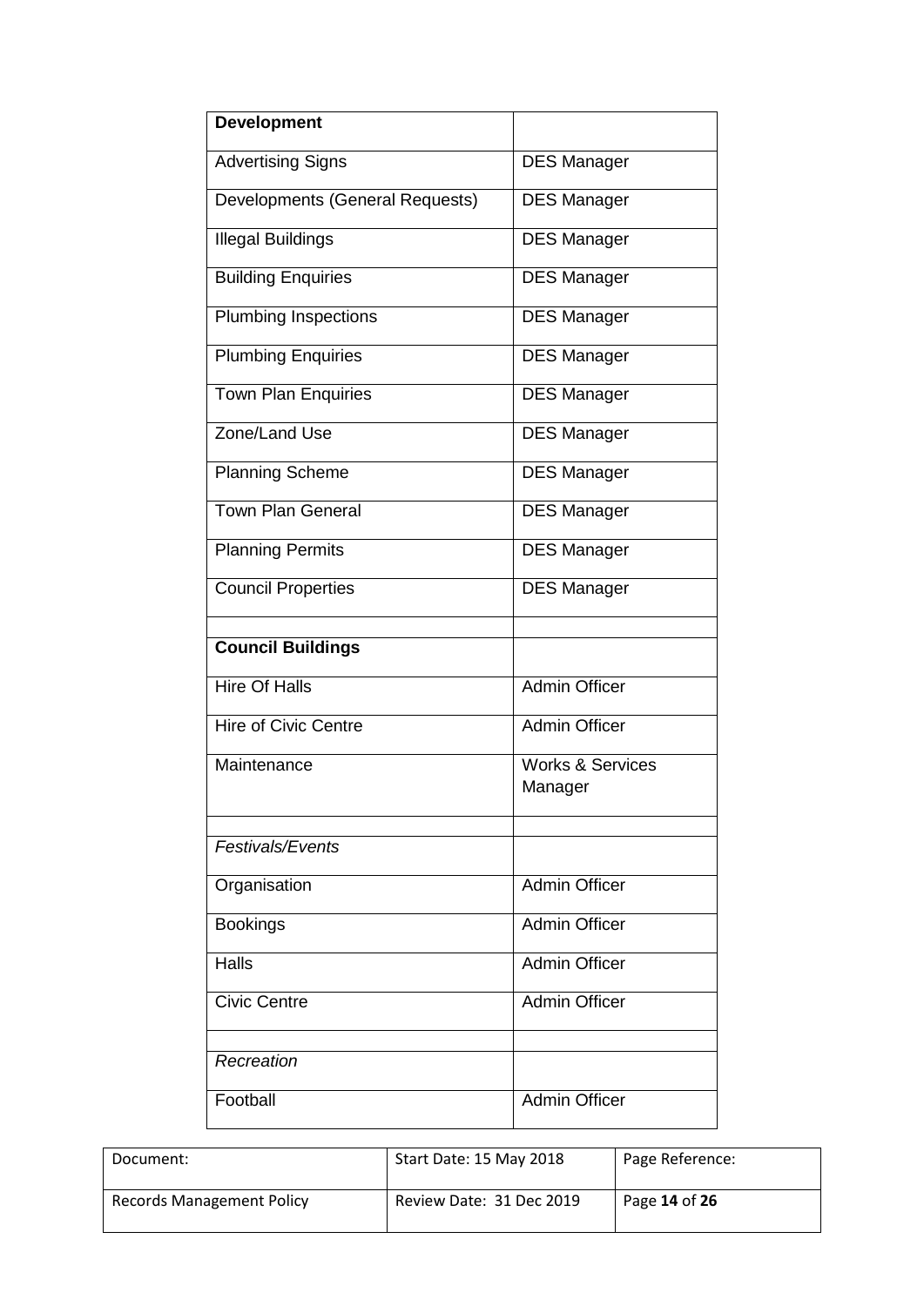| **Development** | |
|---|---|
| Advertising Signs | DES Manager |
| Developments (General Requests) | DES Manager |
| Illegal Buildings | DES Manager |
| Building Enquiries | DES Manager |
| Plumbing Inspections | DES Manager |
| Plumbing Enquiries | DES Manager |
| Town Plan Enquiries | DES Manager |
| Zone/Land Use | DES Manager |
| Planning Scheme | DES Manager |
| Town Plan General | DES Manager |
| Planning Permits | DES Manager |
| Council Properties | DES Manager |
| | |
| **Council Buildings** | |
| Hire Of Halls | Admin Officer |
| Hire of Civic Centre | Admin Officer |
| Maintenance | Works & Services Manager |
| | |
| *Festivals/Events* | |
| Organisation | Admin Officer |
| Bookings | Admin Officer |
| Halls | Admin Officer |
| Civic Centre | Admin Officer |
| | |
| *Recreation* | |
| Football | Admin Officer |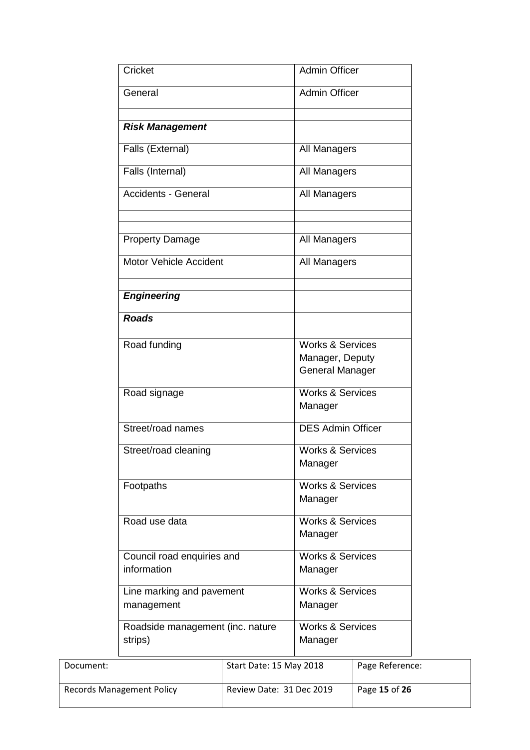| | |
|---|---|
| Cricket | Admin Officer |
| General | Admin Officer |
| | |
| ***Risk Management*** | |
| Falls (External) | All Managers |
| Falls (Internal) | All Managers |
| Accidents - General | All Managers |
| | |
| | |
| Property Damage | All Managers |
| Motor Vehicle Accident | All Managers |
| | |
| ***Engineering*** | |
| ***Roads*** | |
| Road funding | Works & Services Manager, Deputy General Manager |
| Road signage | Works & Services Manager |
| Street/road names | DES Admin Officer |
| Street/road cleaning | Works & Services Manager |
| Footpaths | Works & Services Manager |
| Road use data | Works & Services Manager |
| Council road enquiries and information | Works & Services Manager |
| Line marking and pavement management | Works & Services Manager |
| Roadside management (inc. nature strips) | Works & Services Manager |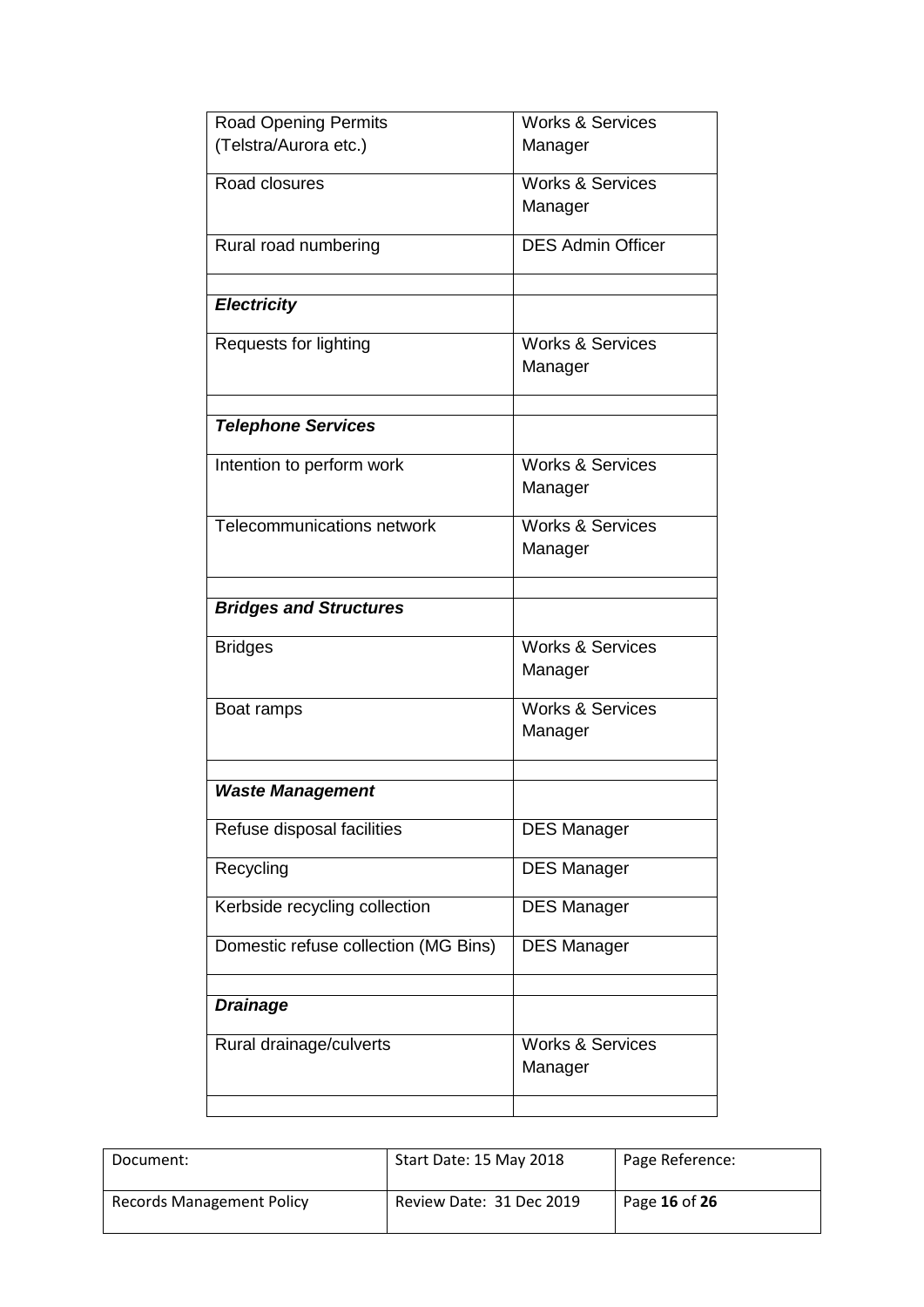| | |
|---|---|
| Road Opening Permits (Telstra/Aurora etc.) | Works & Services Manager |
| Road closures | Works & Services Manager |
| Rural road numbering | DES Admin Officer |
| | |
| ***Electricity*** | |
| Requests for lighting | Works & Services Manager |
| | |
| ***Telephone Services*** | |
| Intention to perform work | Works & Services Manager |
| Telecommunications network | Works & Services Manager |
| | |
| ***Bridges and Structures*** | |
| Bridges | Works & Services Manager |
| Boat ramps | Works & Services Manager |
| | |
| ***Waste Management*** | |
| Refuse disposal facilities | DES Manager |
| Recycling | DES Manager |
| Kerbside recycling collection | DES Manager |
| Domestic refuse collection (MG Bins) | DES Manager |
| | |
| ***Drainage*** | |
| Rural drainage/culverts | Works & Services Manager |
| | |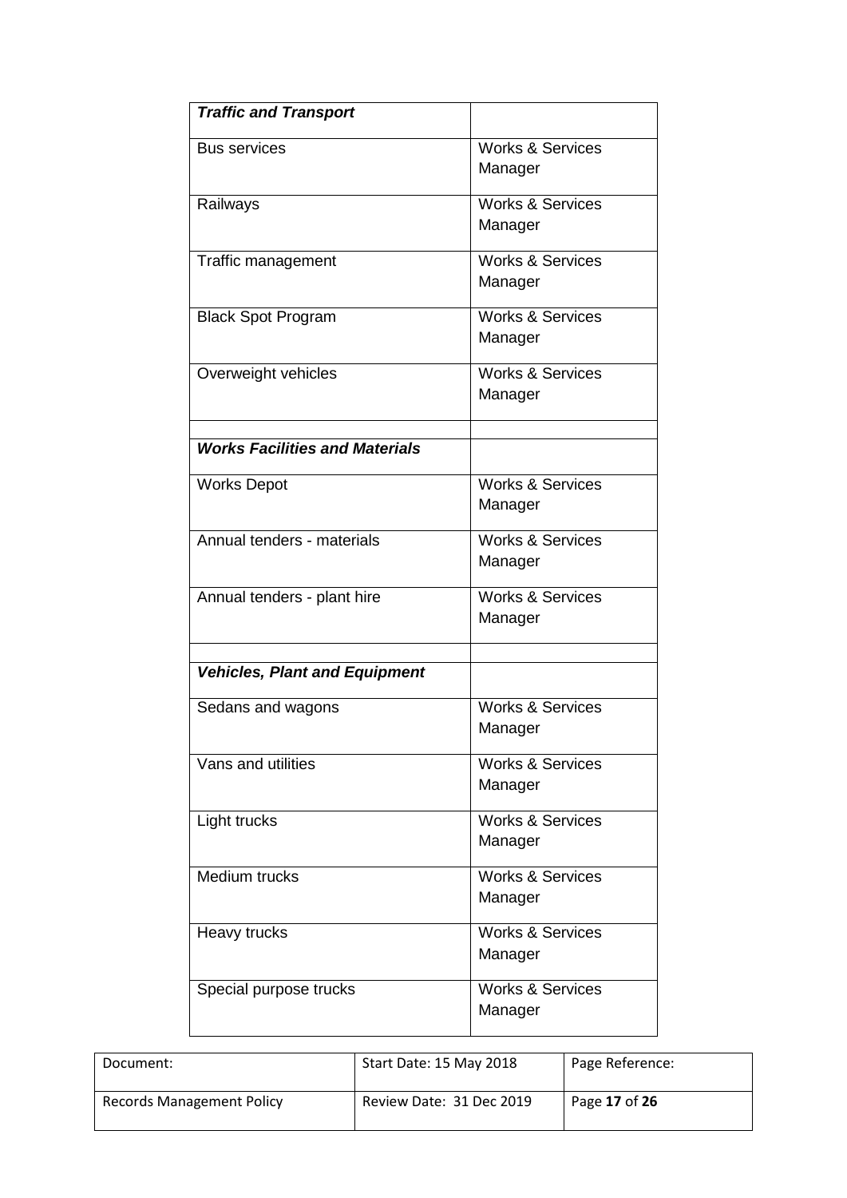| ***Traffic and Transport*** | |
|---|---|
| Bus services | Works & Services Manager |
| Railways | Works & Services Manager |
| Traffic management | Works & Services Manager |
| Black Spot Program | Works & Services Manager |
| Overweight vehicles | Works & Services Manager |
| | |
| ***Works Facilities and Materials*** | |
| Works Depot | Works & Services Manager |
| Annual tenders - materials | Works & Services Manager |
| Annual tenders - plant hire | Works & Services Manager |
| | |
| ***Vehicles, Plant and Equipment*** | |
| Sedans and wagons | Works & Services Manager |
| Vans and utilities | Works & Services Manager |
| Light trucks | Works & Services Manager |
| Medium trucks | Works & Services Manager |
| Heavy trucks | Works & Services Manager |
| Special purpose trucks | Works & Services Manager |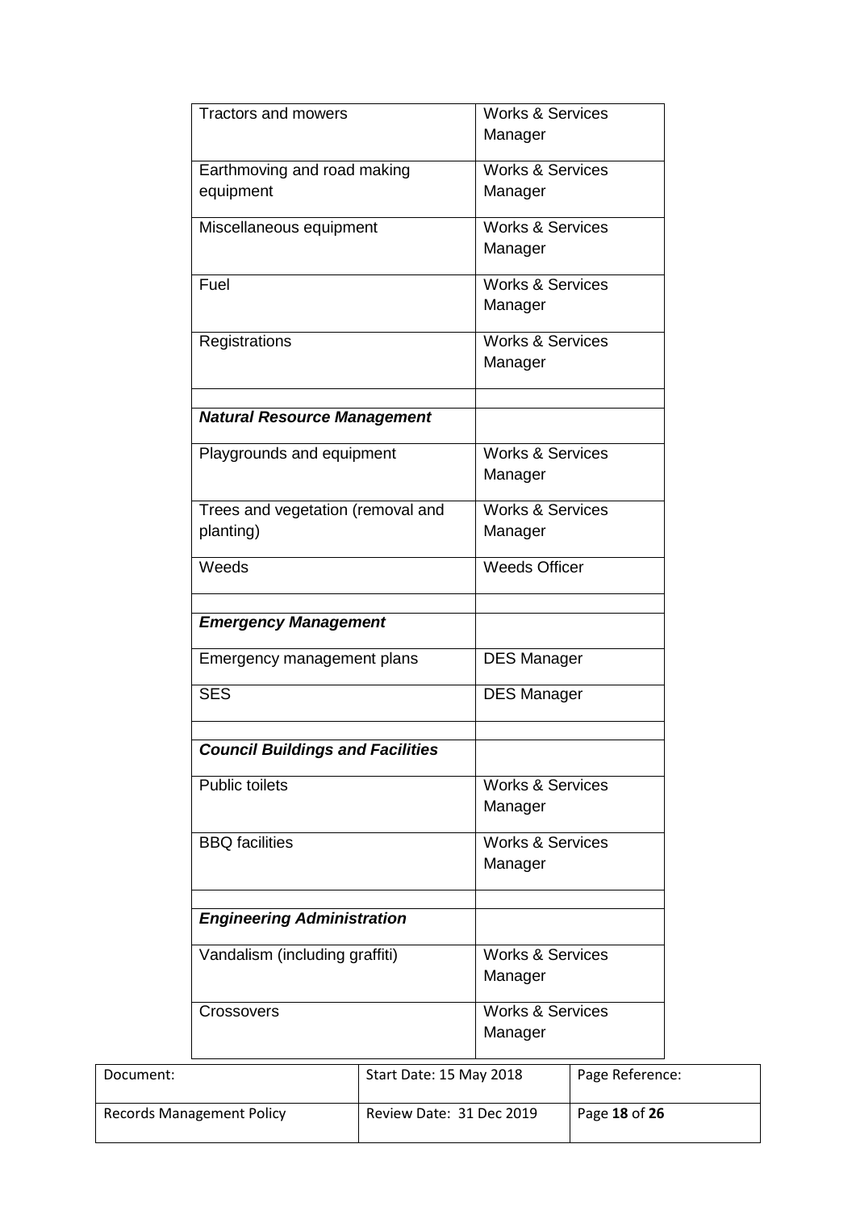| | |
|---|---|
| Tractors and mowers | Works & Services Manager |
| Earthmoving and road making equipment | Works & Services Manager |
| Miscellaneous equipment | Works & Services Manager |
| Fuel | Works & Services Manager |
| Registrations | Works & Services Manager |
| | |
| ***Natural Resource Management*** | |
| Playgrounds and equipment | Works & Services Manager |
| Trees and vegetation (removal and planting) | Works & Services Manager |
| Weeds | Weeds Officer |
| | |
| ***Emergency Management*** | |
| Emergency management plans | DES Manager |
| SES | DES Manager |
| | |
| ***Council Buildings and Facilities*** | |
| Public toilets | Works & Services Manager |
| BBQ facilities | Works & Services Manager |
| | |
| ***Engineering Administration*** | |
| Vandalism (including graffiti) | Works & Services Manager |
| Crossovers | Works & Services Manager |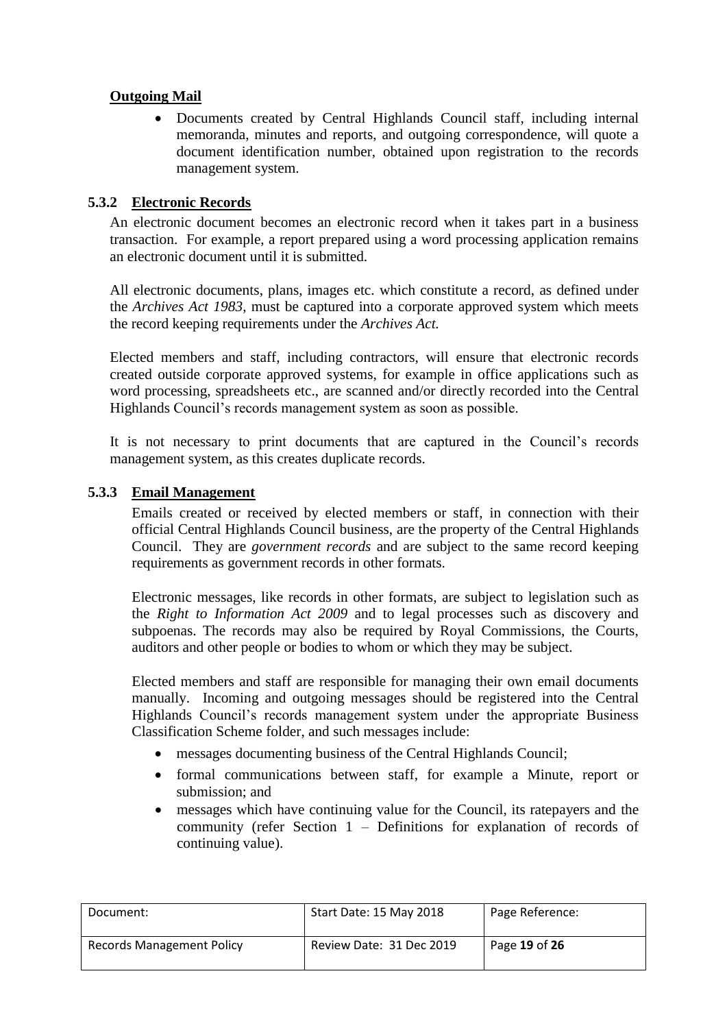**Outgoing Mail**

- Documents created by Central Highlands Council staff, including internal memoranda, minutes and reports, and outgoing correspondence, will quote a document identification number, obtained upon registration to the records management system.

### 5.3.2 Electronic Records

An electronic document becomes an electronic record when it takes part in a business transaction. For example, a report prepared using a word processing application remains an electronic document until it is submitted.

All electronic documents, plans, images etc. which constitute a record, as defined under the *Archives Act 1983*, must be captured into a corporate approved system which meets the record keeping requirements under the *Archives Act.*

Elected members and staff, including contractors, will ensure that electronic records created outside corporate approved systems, for example in office applications such as word processing, spreadsheets etc., are scanned and/or directly recorded into the Central Highlands Council's records management system as soon as possible.

It is not necessary to print documents that are captured in the Council's records management system, as this creates duplicate records.

### 5.3.3 Email Management

Emails created or received by elected members or staff, in connection with their official Central Highlands Council business, are the property of the Central Highlands Council. They are *government records* and are subject to the same record keeping requirements as government records in other formats.

Electronic messages, like records in other formats, are subject to legislation such as the *Right to Information Act 2009* and to legal processes such as discovery and subpoenas. The records may also be required by Royal Commissions, the Courts, auditors and other people or bodies to whom or which they may be subject.

Elected members and staff are responsible for managing their own email documents manually. Incoming and outgoing messages should be registered into the Central Highlands Council's records management system under the appropriate Business Classification Scheme folder, and such messages include:

- messages documenting business of the Central Highlands Council;
- formal communications between staff, for example a Minute, report or submission; and
- messages which have continuing value for the Council, its ratepayers and the community (refer Section 1 – Definitions for explanation of records of continuing value).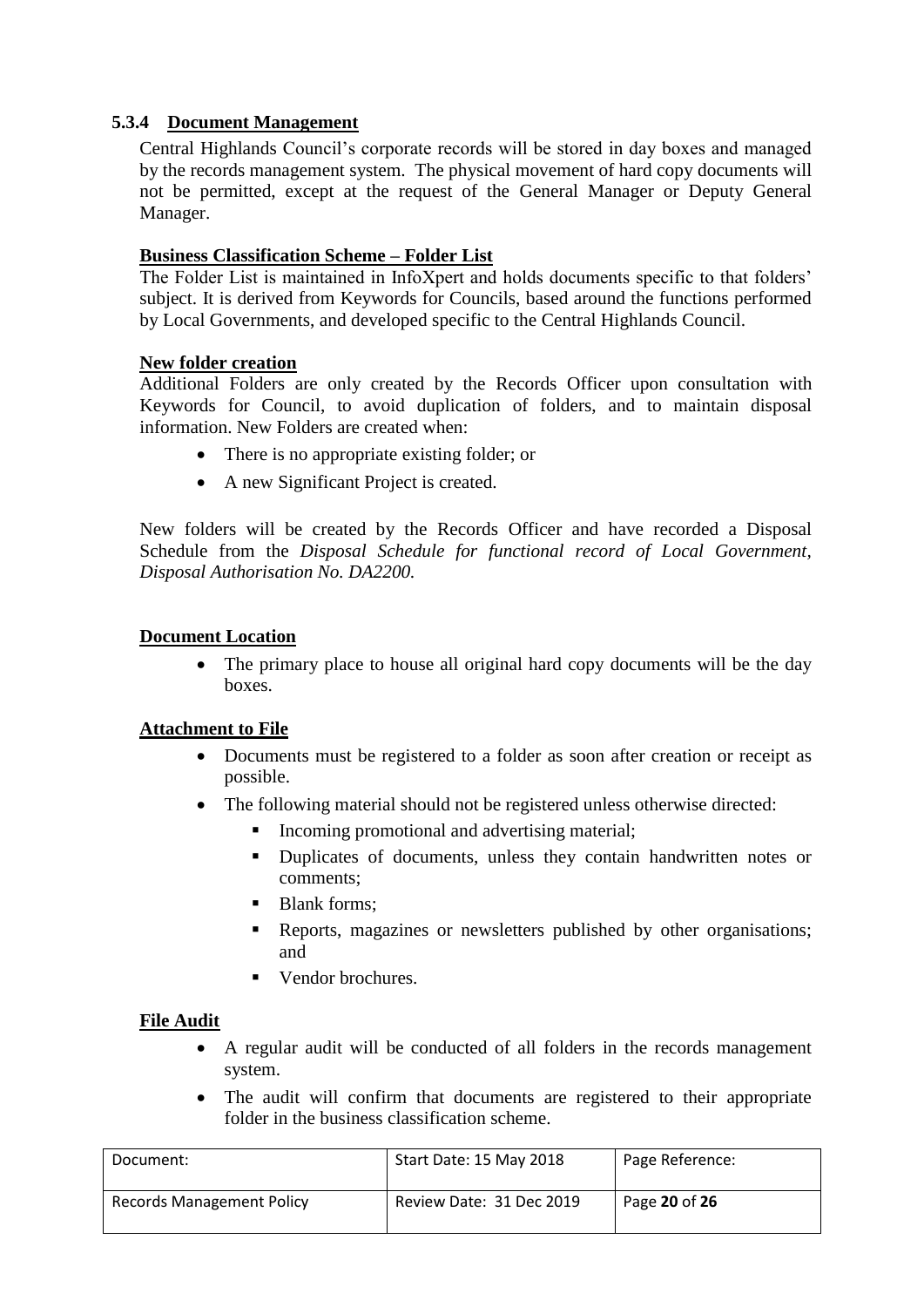### 5.3.4 Document Management

Central Highlands Council's corporate records will be stored in day boxes and managed by the records management system. The physical movement of hard copy documents will not be permitted, except at the request of the General Manager or Deputy General Manager.

**Business Classification Scheme – Folder List**

The Folder List is maintained in InfoXpert and holds documents specific to that folders' subject. It is derived from Keywords for Councils, based around the functions performed by Local Governments, and developed specific to the Central Highlands Council.

**New folder creation**

Additional Folders are only created by the Records Officer upon consultation with Keywords for Council, to avoid duplication of folders, and to maintain disposal information. New Folders are created when:

- There is no appropriate existing folder; or
- A new Significant Project is created.

New folders will be created by the Records Officer and have recorded a Disposal Schedule from the *Disposal Schedule for functional record of Local Government, Disposal Authorisation No. DA2200.*

**Document Location**

- The primary place to house all original hard copy documents will be the day boxes.

**Attachment to File**

- Documents must be registered to a folder as soon after creation or receipt as possible.
- The following material should not be registered unless otherwise directed:
  - Incoming promotional and advertising material;
  - Duplicates of documents, unless they contain handwritten notes or comments;
  - Blank forms;
  - Reports, magazines or newsletters published by other organisations; and
  - Vendor brochures.

**File Audit**

- A regular audit will be conducted of all folders in the records management system.
- The audit will confirm that documents are registered to their appropriate folder in the business classification scheme.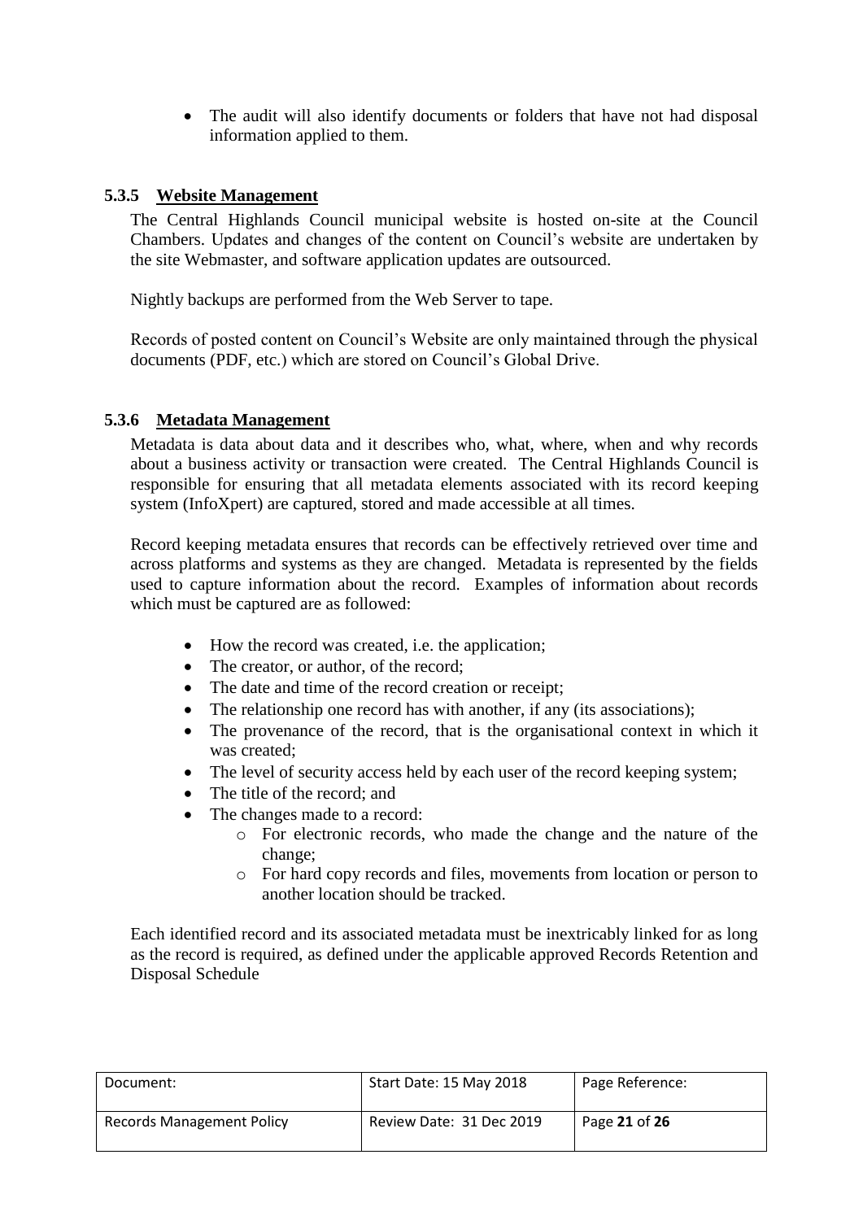- The audit will also identify documents or folders that have not had disposal information applied to them.

### 5.3.5 Website Management

The Central Highlands Council municipal website is hosted on-site at the Council Chambers. Updates and changes of the content on Council's website are undertaken by the site Webmaster, and software application updates are outsourced.

Nightly backups are performed from the Web Server to tape.

Records of posted content on Council's Website are only maintained through the physical documents (PDF, etc.) which are stored on Council's Global Drive.

### 5.3.6 Metadata Management

Metadata is data about data and it describes who, what, where, when and why records about a business activity or transaction were created. The Central Highlands Council is responsible for ensuring that all metadata elements associated with its record keeping system (InfoXpert) are captured, stored and made accessible at all times.

Record keeping metadata ensures that records can be effectively retrieved over time and across platforms and systems as they are changed. Metadata is represented by the fields used to capture information about the record. Examples of information about records which must be captured are as followed:

- How the record was created, i.e. the application;
- The creator, or author, of the record;
- The date and time of the record creation or receipt;
- The relationship one record has with another, if any (its associations);
- The provenance of the record, that is the organisational context in which it was created;
- The level of security access held by each user of the record keeping system;
- The title of the record; and
- The changes made to a record:
  - For electronic records, who made the change and the nature of the change;
  - For hard copy records and files, movements from location or person to another location should be tracked.

Each identified record and its associated metadata must be inextricably linked for as long as the record is required, as defined under the applicable approved Records Retention and Disposal Schedule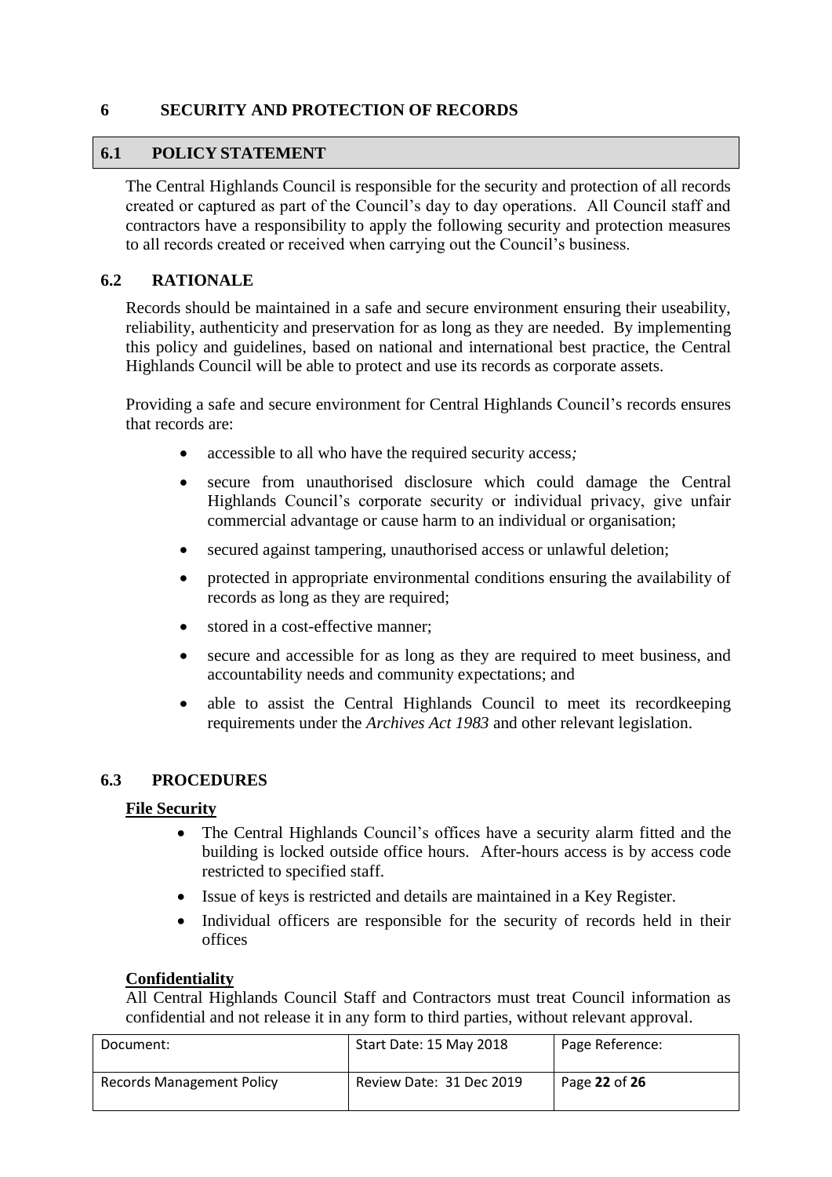# 6 SECURITY AND PROTECTION OF RECORDS

## 6.1 POLICY STATEMENT

The Central Highlands Council is responsible for the security and protection of all records created or captured as part of the Council's day to day operations. All Council staff and contractors have a responsibility to apply the following security and protection measures to all records created or received when carrying out the Council's business.

## 6.2 RATIONALE

Records should be maintained in a safe and secure environment ensuring their useability, reliability, authenticity and preservation for as long as they are needed. By implementing this policy and guidelines, based on national and international best practice, the Central Highlands Council will be able to protect and use its records as corporate assets.

Providing a safe and secure environment for Central Highlands Council's records ensures that records are:

- accessible to all who have the required security access*;*
- secure from unauthorised disclosure which could damage the Central Highlands Council's corporate security or individual privacy, give unfair commercial advantage or cause harm to an individual or organisation;
- secured against tampering, unauthorised access or unlawful deletion;
- protected in appropriate environmental conditions ensuring the availability of records as long as they are required;
- stored in a cost-effective manner;
- secure and accessible for as long as they are required to meet business, and accountability needs and community expectations; and
- able to assist the Central Highlands Council to meet its recordkeeping requirements under the *Archives Act 1983* and other relevant legislation.

## 6.3 PROCEDURES

**File Security**

- The Central Highlands Council's offices have a security alarm fitted and the building is locked outside office hours. After-hours access is by access code restricted to specified staff.
- Issue of keys is restricted and details are maintained in a Key Register.
- Individual officers are responsible for the security of records held in their offices

**Confidentiality**

All Central Highlands Council Staff and Contractors must treat Council information as confidential and not release it in any form to third parties, without relevant approval.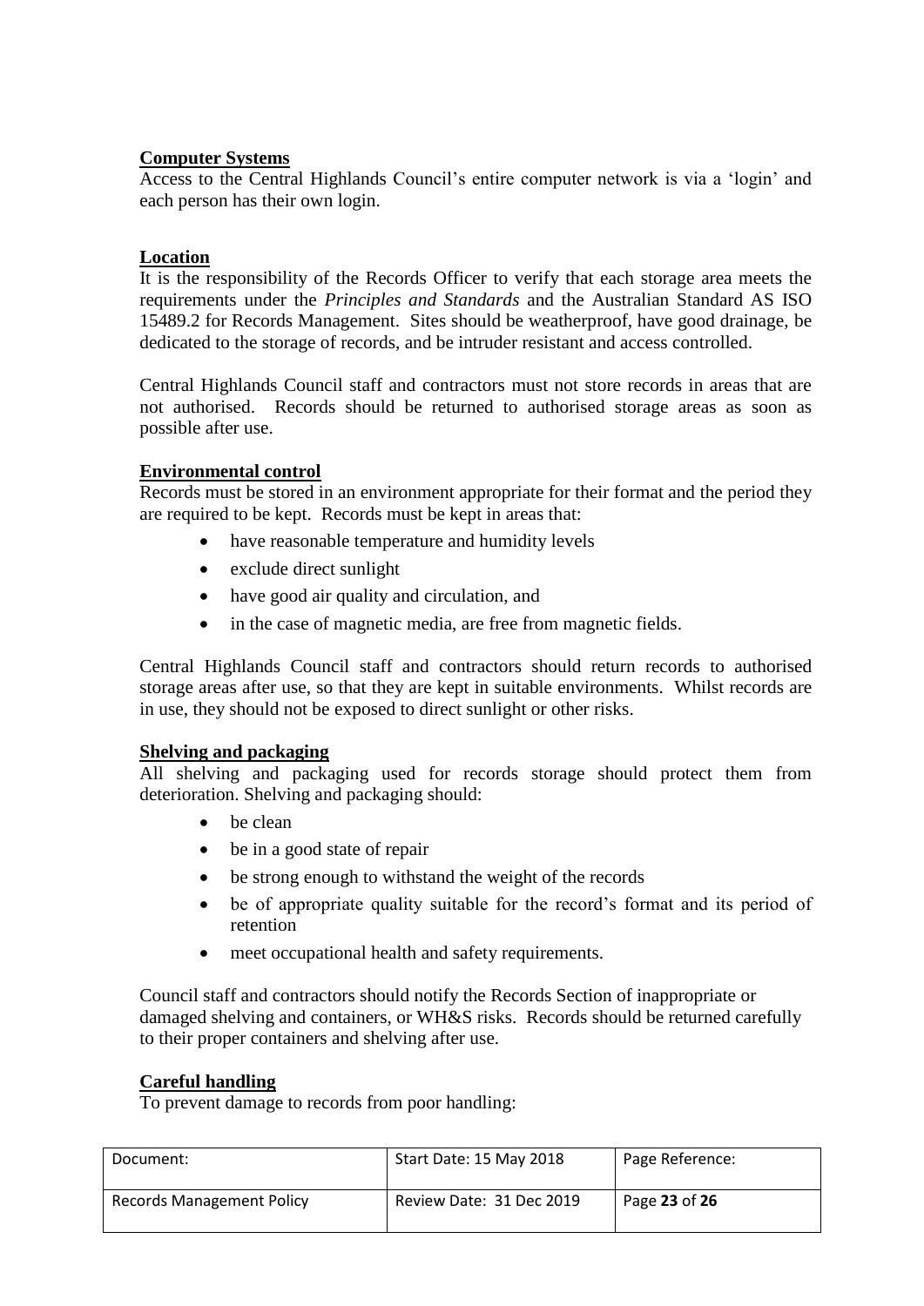**Computer Systems**

Access to the Central Highlands Council's entire computer network is via a 'login' and each person has their own login.

**Location**

It is the responsibility of the Records Officer to verify that each storage area meets the requirements under the *Principles and Standards* and the Australian Standard AS ISO 15489.2 for Records Management. Sites should be weatherproof, have good drainage, be dedicated to the storage of records, and be intruder resistant and access controlled.

Central Highlands Council staff and contractors must not store records in areas that are not authorised. Records should be returned to authorised storage areas as soon as possible after use.

**Environmental control**

Records must be stored in an environment appropriate for their format and the period they are required to be kept. Records must be kept in areas that:

- have reasonable temperature and humidity levels
- exclude direct sunlight
- have good air quality and circulation, and
- in the case of magnetic media, are free from magnetic fields.

Central Highlands Council staff and contractors should return records to authorised storage areas after use, so that they are kept in suitable environments. Whilst records are in use, they should not be exposed to direct sunlight or other risks.

**Shelving and packaging**

All shelving and packaging used for records storage should protect them from deterioration. Shelving and packaging should:

- be clean
- be in a good state of repair
- be strong enough to withstand the weight of the records
- be of appropriate quality suitable for the record's format and its period of retention
- meet occupational health and safety requirements.

Council staff and contractors should notify the Records Section of inappropriate or damaged shelving and containers, or WH&S risks. Records should be returned carefully to their proper containers and shelving after use.

**Careful handling**

To prevent damage to records from poor handling: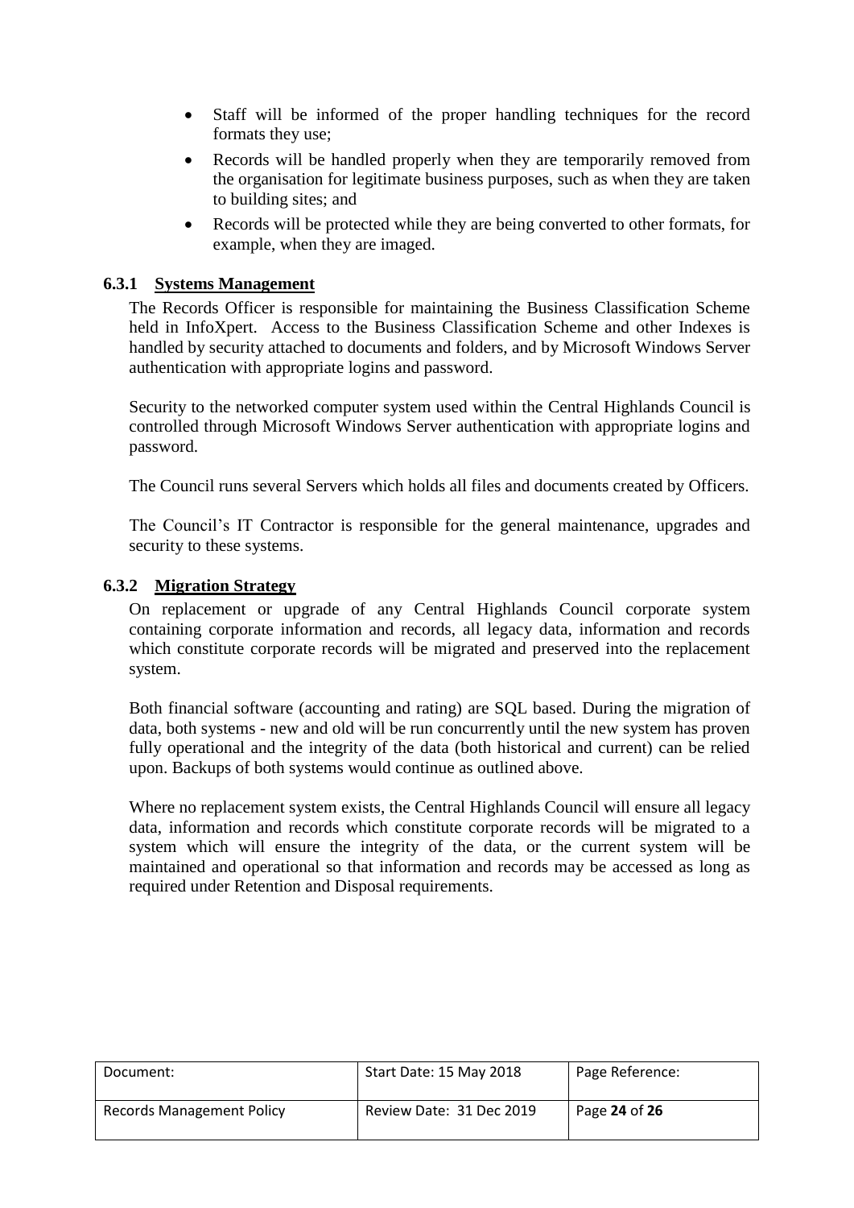- Staff will be informed of the proper handling techniques for the record formats they use;
- Records will be handled properly when they are temporarily removed from the organisation for legitimate business purposes, such as when they are taken to building sites; and
- Records will be protected while they are being converted to other formats, for example, when they are imaged.

### 6.3.1 Systems Management

The Records Officer is responsible for maintaining the Business Classification Scheme held in InfoXpert. Access to the Business Classification Scheme and other Indexes is handled by security attached to documents and folders, and by Microsoft Windows Server authentication with appropriate logins and password.

Security to the networked computer system used within the Central Highlands Council is controlled through Microsoft Windows Server authentication with appropriate logins and password.

The Council runs several Servers which holds all files and documents created by Officers.

The Council's IT Contractor is responsible for the general maintenance, upgrades and security to these systems.

### 6.3.2 Migration Strategy

On replacement or upgrade of any Central Highlands Council corporate system containing corporate information and records, all legacy data, information and records which constitute corporate records will be migrated and preserved into the replacement system.

Both financial software (accounting and rating) are SQL based. During the migration of data, both systems - new and old will be run concurrently until the new system has proven fully operational and the integrity of the data (both historical and current) can be relied upon. Backups of both systems would continue as outlined above.

Where no replacement system exists, the Central Highlands Council will ensure all legacy data, information and records which constitute corporate records will be migrated to a system which will ensure the integrity of the data, or the current system will be maintained and operational so that information and records may be accessed as long as required under Retention and Disposal requirements.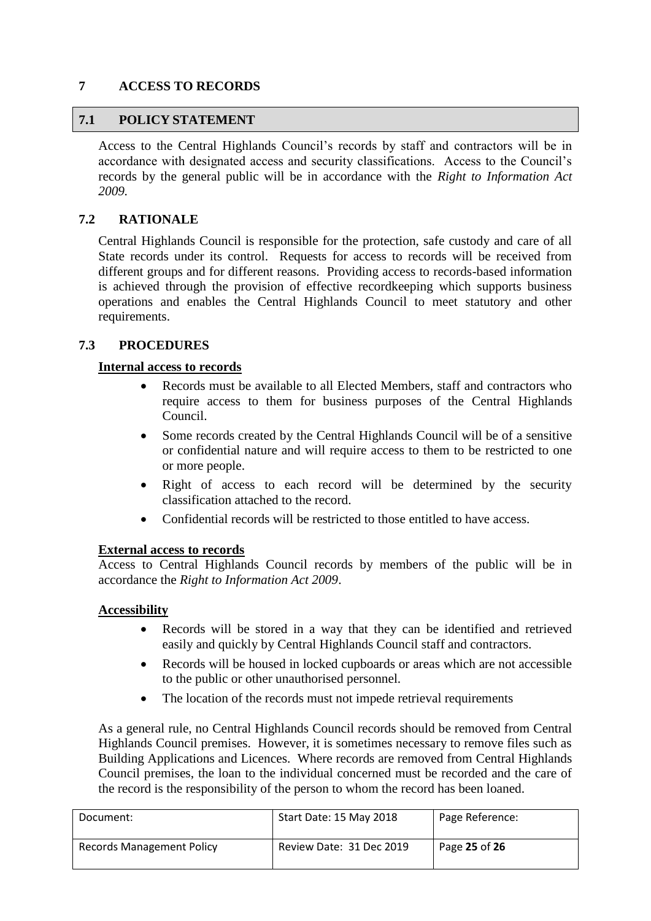## 7 ACCESS TO RECORDS

### 7.1 POLICY STATEMENT

Access to the Central Highlands Council's records by staff and contractors will be in accordance with designated access and security classifications. Access to the Council's records by the general public will be in accordance with the *Right to Information Act 2009.*

### 7.2 RATIONALE

Central Highlands Council is responsible for the protection, safe custody and care of all State records under its control. Requests for access to records will be received from different groups and for different reasons. Providing access to records-based information is achieved through the provision of effective recordkeeping which supports business operations and enables the Central Highlands Council to meet statutory and other requirements.

### 7.3 PROCEDURES

**Internal access to records**

- Records must be available to all Elected Members, staff and contractors who require access to them for business purposes of the Central Highlands Council.
- Some records created by the Central Highlands Council will be of a sensitive or confidential nature and will require access to them to be restricted to one or more people.
- Right of access to each record will be determined by the security classification attached to the record.
- Confidential records will be restricted to those entitled to have access.

**External access to records**

Access to Central Highlands Council records by members of the public will be in accordance the *Right to Information Act 2009*.

**Accessibility**

- Records will be stored in a way that they can be identified and retrieved easily and quickly by Central Highlands Council staff and contractors.
- Records will be housed in locked cupboards or areas which are not accessible to the public or other unauthorised personnel.
- The location of the records must not impede retrieval requirements

As a general rule, no Central Highlands Council records should be removed from Central Highlands Council premises. However, it is sometimes necessary to remove files such as Building Applications and Licences. Where records are removed from Central Highlands Council premises, the loan to the individual concerned must be recorded and the care of the record is the responsibility of the person to whom the record has been loaned.

| Document: | Start Date: 15 May 2018 | Page Reference: |
|---|---|---|
| Records Management Policy | Review Date: 31 Dec 2019 | Page **25** of **26** |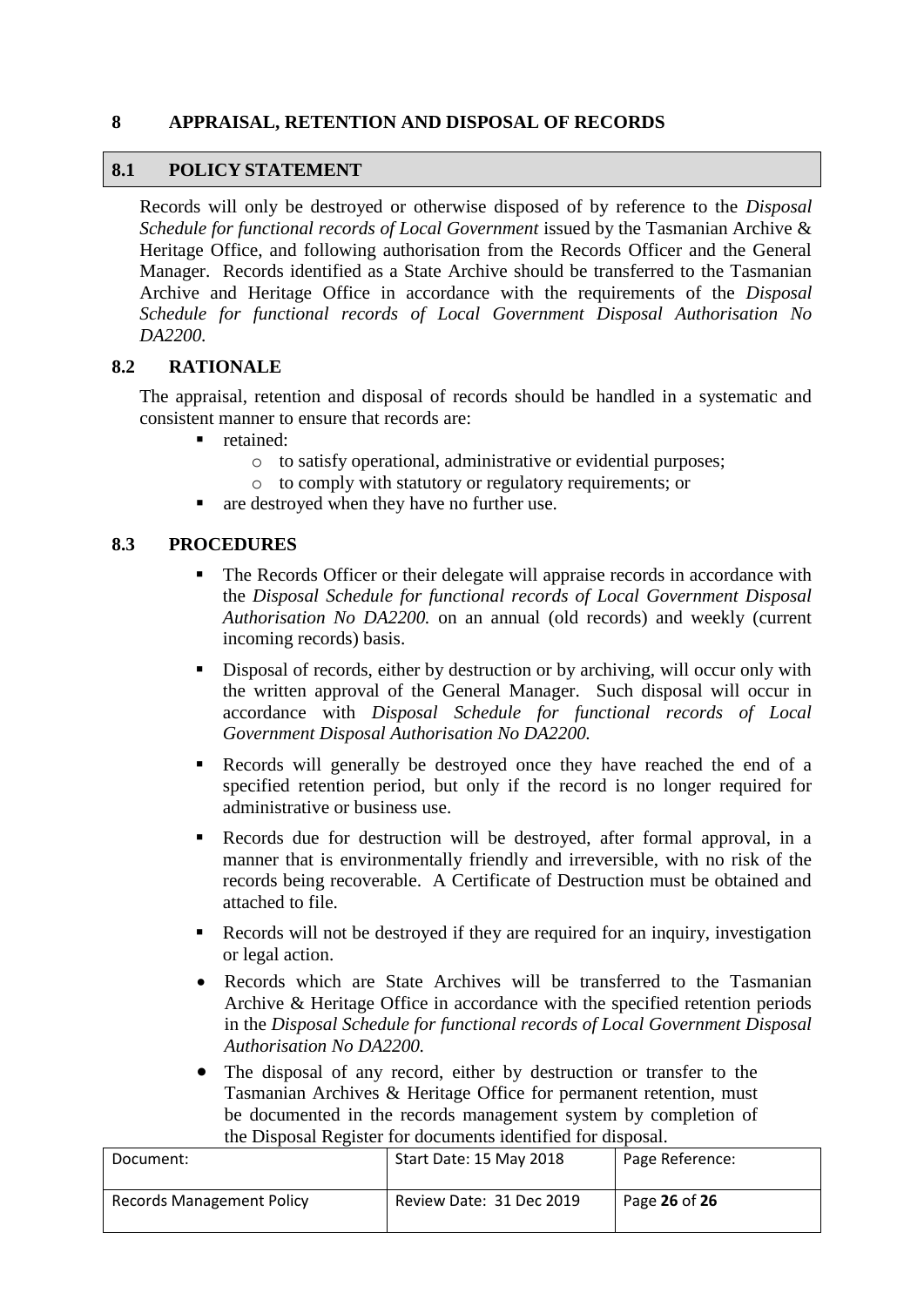## 8 APPRAISAL, RETENTION AND DISPOSAL OF RECORDS

### 8.1 POLICY STATEMENT

Records will only be destroyed or otherwise disposed of by reference to the *Disposal Schedule for functional records of Local Government* issued by the Tasmanian Archive & Heritage Office, and following authorisation from the Records Officer and the General Manager. Records identified as a State Archive should be transferred to the Tasmanian Archive and Heritage Office in accordance with the requirements of the *Disposal Schedule for functional records of Local Government Disposal Authorisation No DA2200*.

### 8.2 RATIONALE

The appraisal, retention and disposal of records should be handled in a systematic and consistent manner to ensure that records are:

- retained:
  - to satisfy operational, administrative or evidential purposes;
  - to comply with statutory or regulatory requirements; or
- are destroyed when they have no further use.

### 8.3 PROCEDURES

- The Records Officer or their delegate will appraise records in accordance with the *Disposal Schedule for functional records of Local Government Disposal Authorisation No DA2200.* on an annual (old records) and weekly (current incoming records) basis.
- Disposal of records, either by destruction or by archiving, will occur only with the written approval of the General Manager. Such disposal will occur in accordance with *Disposal Schedule for functional records of Local Government Disposal Authorisation No DA2200.*
- Records will generally be destroyed once they have reached the end of a specified retention period, but only if the record is no longer required for administrative or business use.
- Records due for destruction will be destroyed, after formal approval, in a manner that is environmentally friendly and irreversible, with no risk of the records being recoverable. A Certificate of Destruction must be obtained and attached to file.
- Records will not be destroyed if they are required for an inquiry, investigation or legal action.
- Records which are State Archives will be transferred to the Tasmanian Archive & Heritage Office in accordance with the specified retention periods in the *Disposal Schedule for functional records of Local Government Disposal Authorisation No DA2200.*
- The disposal of any record, either by destruction or transfer to the Tasmanian Archives & Heritage Office for permanent retention, must be documented in the records management system by completion of the Disposal Register for documents identified for disposal.